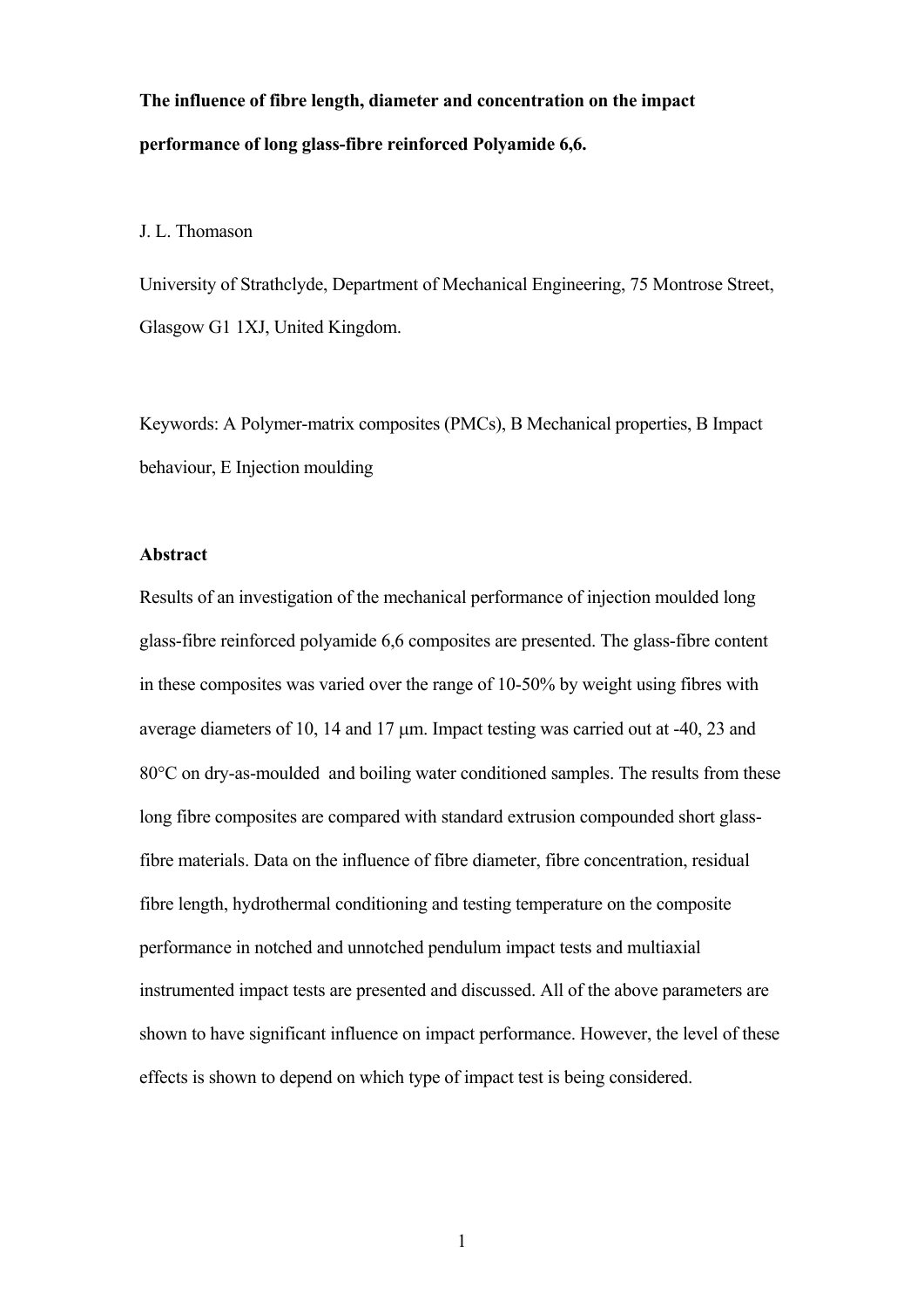# The influence of fibre length, diameter and concentration on the impact performance of long glass-fibre reinforced Polyamide 6,6.

J. L. Thomason

University of Strathclyde, Department of Mechanical Engineering, 75 Montrose Street, Glasgow G1 1XJ, United Kingdom.

Keywords: A Polymer-matrix composites (PMCs), B Mechanical properties, B Impact behaviour, E Injection moulding

## Abstract

Results of an investigation of the mechanical performance of injection moulded long glass-fibre reinforced polyamide 6,6 composites are presented. The glass-fibre content in these composites was varied over the range of 10-50% by weight using fibres with average diameters of 10, 14 and 17 μm. Impact testing was carried out at -40, 23 and 80°C on dry-as-moulded and boiling water conditioned samples. The results from these long fibre composites are compared with standard extrusion compounded short glass-fibre materials. Data on the influence of fibre diameter, fibre concentration, residual fibre length, hydrothermal conditioning and testing temperature on the composite performance in notched and unnotched pendulum impact tests and multiaxial instrumented impact tests are presented and discussed. All of the above parameters are shown to have significant influence on impact performance. However, the level of these effects is shown to depend on which type of impact test is being considered.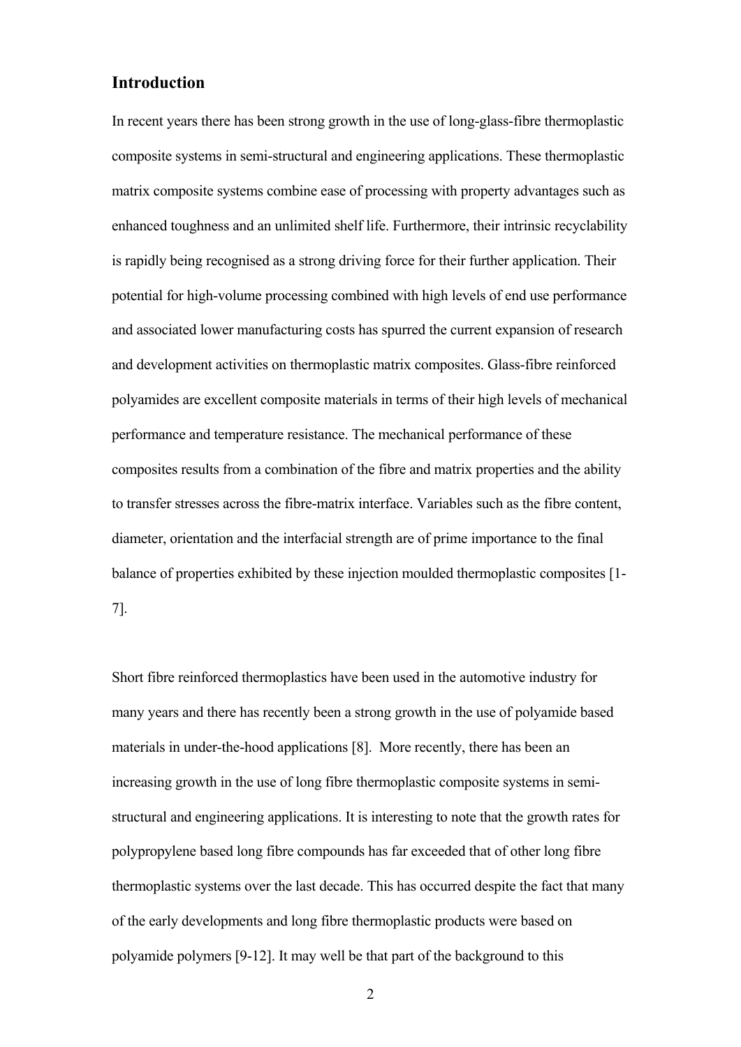## Introduction

In recent years there has been strong growth in the use of long-glass-fibre thermoplastic composite systems in semi-structural and engineering applications. These thermoplastic matrix composite systems combine ease of processing with property advantages such as enhanced toughness and an unlimited shelf life. Furthermore, their intrinsic recyclability is rapidly being recognised as a strong driving force for their further application. Their potential for high-volume processing combined with high levels of end use performance and associated lower manufacturing costs has spurred the current expansion of research and development activities on thermoplastic matrix composites. Glass-fibre reinforced polyamides are excellent composite materials in terms of their high levels of mechanical performance and temperature resistance. The mechanical performance of these composites results from a combination of the fibre and matrix properties and the ability to transfer stresses across the fibre-matrix interface. Variables such as the fibre content, diameter, orientation and the interfacial strength are of prime importance to the final balance of properties exhibited by these injection moulded thermoplastic composites [1-7].

Short fibre reinforced thermoplastics have been used in the automotive industry for many years and there has recently been a strong growth in the use of polyamide based materials in under-the-hood applications [8]. More recently, there has been an increasing growth in the use of long fibre thermoplastic composite systems in semi-structural and engineering applications. It is interesting to note that the growth rates for polypropylene based long fibre compounds has far exceeded that of other long fibre thermoplastic systems over the last decade. This has occurred despite the fact that many of the early developments and long fibre thermoplastic products were based on polyamide polymers [9-12]. It may well be that part of the background to this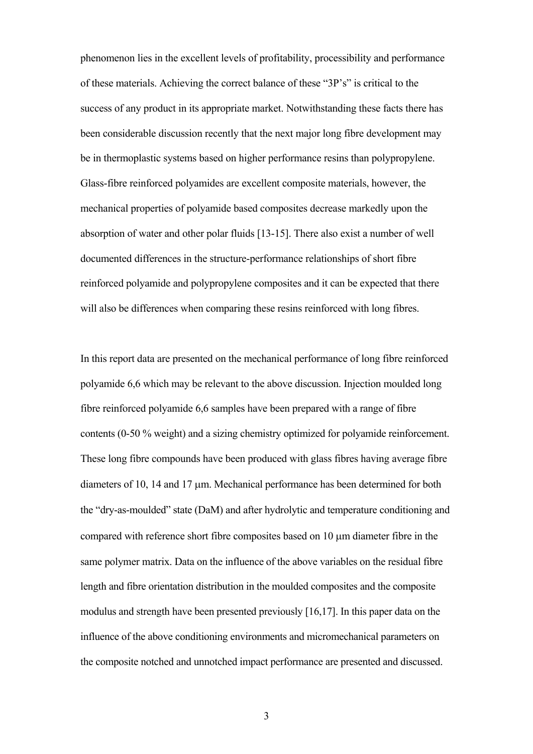phenomenon lies in the excellent levels of profitability, processibility and performance of these materials. Achieving the correct balance of these "3P's" is critical to the success of any product in its appropriate market. Notwithstanding these facts there has been considerable discussion recently that the next major long fibre development may be in thermoplastic systems based on higher performance resins than polypropylene. Glass-fibre reinforced polyamides are excellent composite materials, however, the mechanical properties of polyamide based composites decrease markedly upon the absorption of water and other polar fluids [13-15]. There also exist a number of well documented differences in the structure-performance relationships of short fibre reinforced polyamide and polypropylene composites and it can be expected that there will also be differences when comparing these resins reinforced with long fibres.

In this report data are presented on the mechanical performance of long fibre reinforced polyamide 6,6 which may be relevant to the above discussion. Injection moulded long fibre reinforced polyamide 6,6 samples have been prepared with a range of fibre contents (0-50 % weight) and a sizing chemistry optimized for polyamide reinforcement. These long fibre compounds have been produced with glass fibres having average fibre diameters of 10, 14 and 17 μm. Mechanical performance has been determined for both the "dry-as-moulded" state (DaM) and after hydrolytic and temperature conditioning and compared with reference short fibre composites based on 10 μm diameter fibre in the same polymer matrix. Data on the influence of the above variables on the residual fibre length and fibre orientation distribution in the moulded composites and the composite modulus and strength have been presented previously [16,17]. In this paper data on the influence of the above conditioning environments and micromechanical parameters on the composite notched and unnotched impact performance are presented and discussed.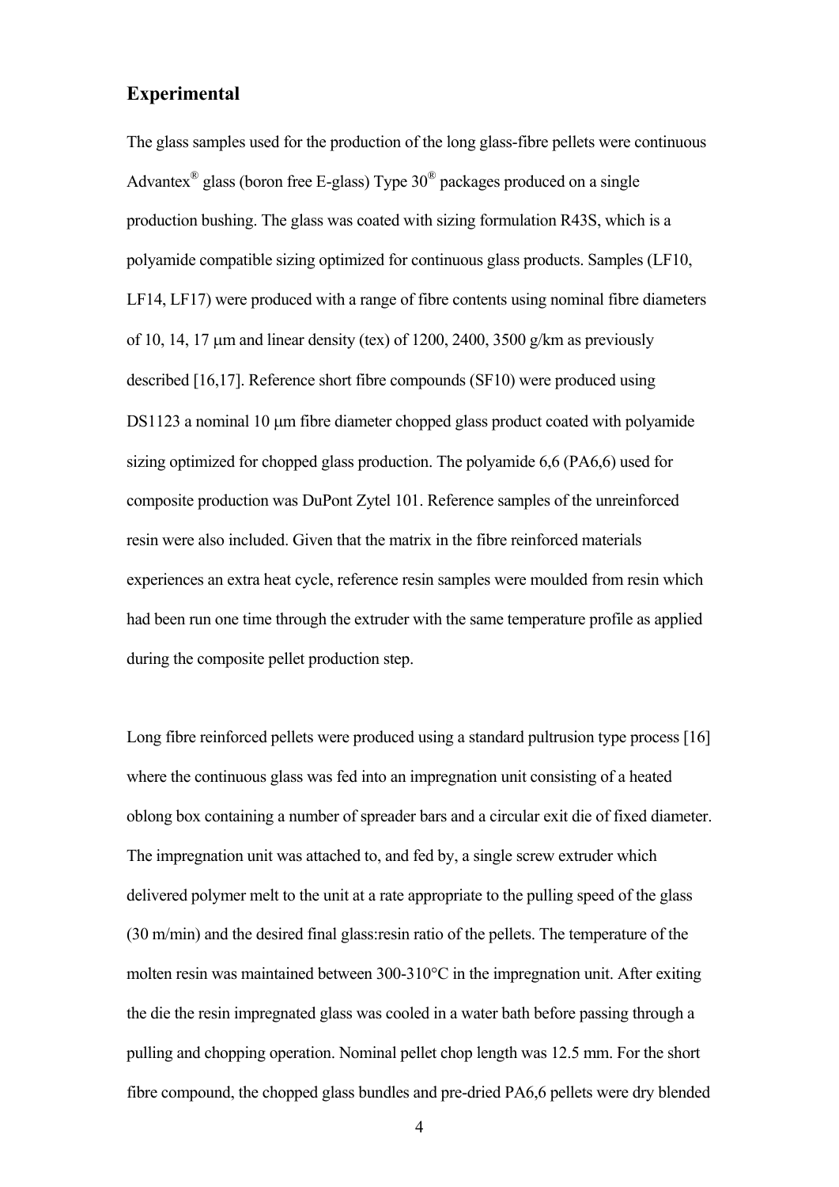## Experimental

The glass samples used for the production of the long glass-fibre pellets were continuous Advantex® glass (boron free E-glass) Type 30® packages produced on a single production bushing. The glass was coated with sizing formulation R43S, which is a polyamide compatible sizing optimized for continuous glass products. Samples (LF10, LF14, LF17) were produced with a range of fibre contents using nominal fibre diameters of 10, 14, 17 μm and linear density (tex) of 1200, 2400, 3500 g/km as previously described [16,17]. Reference short fibre compounds (SF10) were produced using DS1123 a nominal 10 μm fibre diameter chopped glass product coated with polyamide sizing optimized for chopped glass production. The polyamide 6,6 (PA6,6) used for composite production was DuPont Zytel 101. Reference samples of the unreinforced resin were also included. Given that the matrix in the fibre reinforced materials experiences an extra heat cycle, reference resin samples were moulded from resin which had been run one time through the extruder with the same temperature profile as applied during the composite pellet production step.

Long fibre reinforced pellets were produced using a standard pultrusion type process [16] where the continuous glass was fed into an impregnation unit consisting of a heated oblong box containing a number of spreader bars and a circular exit die of fixed diameter. The impregnation unit was attached to, and fed by, a single screw extruder which delivered polymer melt to the unit at a rate appropriate to the pulling speed of the glass (30 m/min) and the desired final glass:resin ratio of the pellets. The temperature of the molten resin was maintained between 300-310°C in the impregnation unit. After exiting the die the resin impregnated glass was cooled in a water bath before passing through a pulling and chopping operation. Nominal pellet chop length was 12.5 mm. For the short fibre compound, the chopped glass bundles and pre-dried PA6,6 pellets were dry blended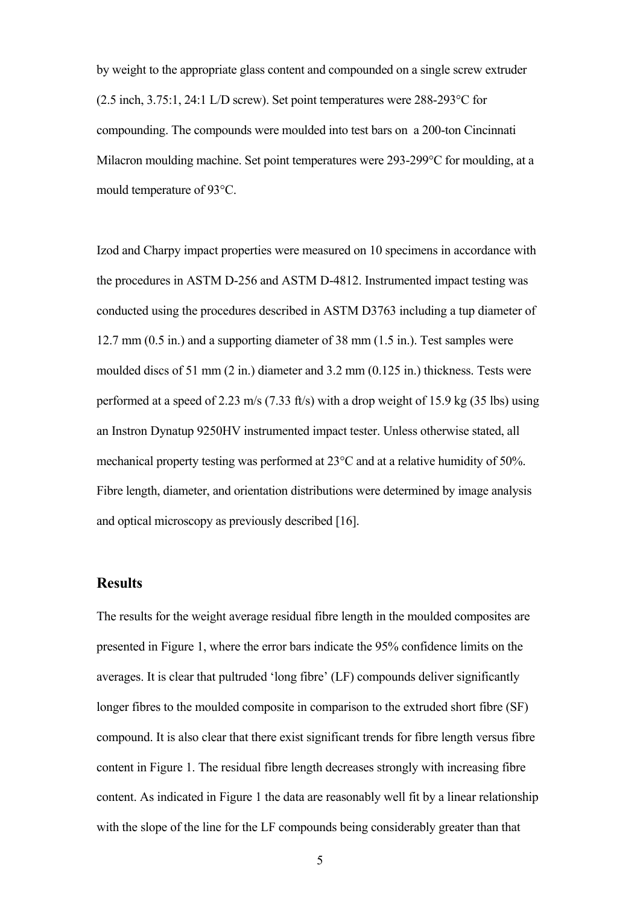by weight to the appropriate glass content and compounded on a single screw extruder (2.5 inch, 3.75:1, 24:1 L/D screw). Set point temperatures were 288-293°C for compounding. The compounds were moulded into test bars on a 200-ton Cincinnati Milacron moulding machine. Set point temperatures were 293-299°C for moulding, at a mould temperature of 93°C.

Izod and Charpy impact properties were measured on 10 specimens in accordance with the procedures in ASTM D-256 and ASTM D-4812. Instrumented impact testing was conducted using the procedures described in ASTM D3763 including a tup diameter of 12.7 mm (0.5 in.) and a supporting diameter of 38 mm (1.5 in.). Test samples were moulded discs of 51 mm (2 in.) diameter and 3.2 mm (0.125 in.) thickness. Tests were performed at a speed of 2.23 m/s (7.33 ft/s) with a drop weight of 15.9 kg (35 lbs) using an Instron Dynatup 9250HV instrumented impact tester. Unless otherwise stated, all mechanical property testing was performed at 23°C and at a relative humidity of 50%. Fibre length, diameter, and orientation distributions were determined by image analysis and optical microscopy as previously described [16].

## Results

The results for the weight average residual fibre length in the moulded composites are presented in Figure 1, where the error bars indicate the 95% confidence limits on the averages. It is clear that pultruded 'long fibre' (LF) compounds deliver significantly longer fibres to the moulded composite in comparison to the extruded short fibre (SF) compound. It is also clear that there exist significant trends for fibre length versus fibre content in Figure 1. The residual fibre length decreases strongly with increasing fibre content. As indicated in Figure 1 the data are reasonably well fit by a linear relationship with the slope of the line for the LF compounds being considerably greater than that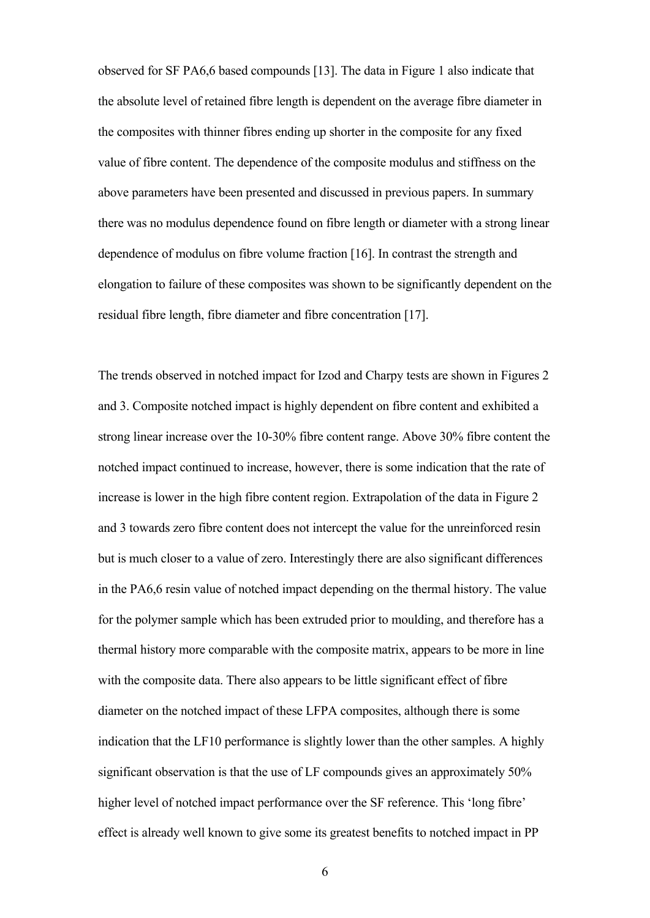observed for SF PA6,6 based compounds [13]. The data in Figure 1 also indicate that the absolute level of retained fibre length is dependent on the average fibre diameter in the composites with thinner fibres ending up shorter in the composite for any fixed value of fibre content. The dependence of the composite modulus and stiffness on the above parameters have been presented and discussed in previous papers. In summary there was no modulus dependence found on fibre length or diameter with a strong linear dependence of modulus on fibre volume fraction [16]. In contrast the strength and elongation to failure of these composites was shown to be significantly dependent on the residual fibre length, fibre diameter and fibre concentration [17].

The trends observed in notched impact for Izod and Charpy tests are shown in Figures 2 and 3. Composite notched impact is highly dependent on fibre content and exhibited a strong linear increase over the 10-30% fibre content range. Above 30% fibre content the notched impact continued to increase, however, there is some indication that the rate of increase is lower in the high fibre content region. Extrapolation of the data in Figure 2 and 3 towards zero fibre content does not intercept the value for the unreinforced resin but is much closer to a value of zero. Interestingly there are also significant differences in the PA6,6 resin value of notched impact depending on the thermal history. The value for the polymer sample which has been extruded prior to moulding, and therefore has a thermal history more comparable with the composite matrix, appears to be more in line with the composite data. There also appears to be little significant effect of fibre diameter on the notched impact of these LFPA composites, although there is some indication that the LF10 performance is slightly lower than the other samples. A highly significant observation is that the use of LF compounds gives an approximately 50% higher level of notched impact performance over the SF reference. This 'long fibre' effect is already well known to give some its greatest benefits to notched impact in PP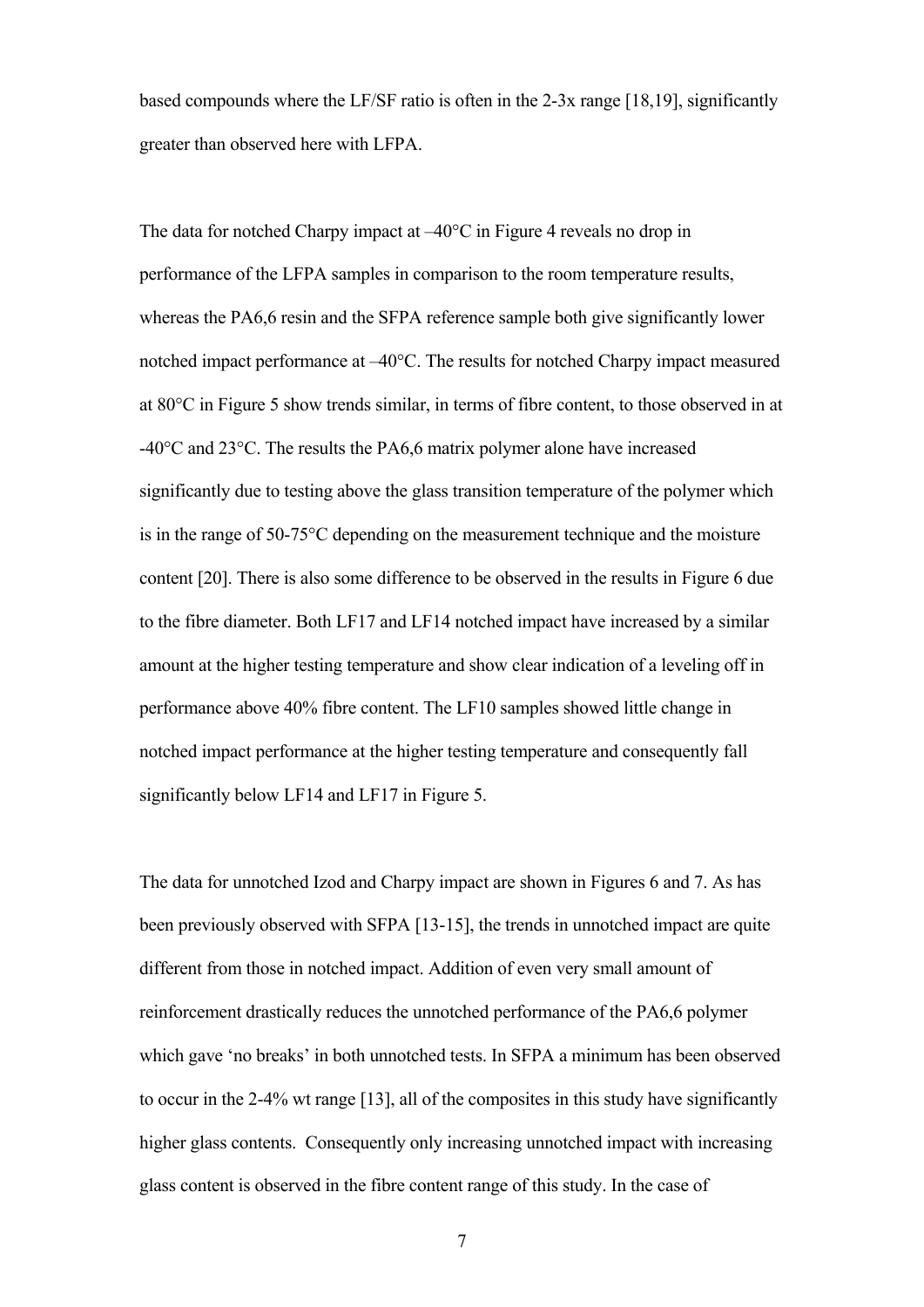based compounds where the LF/SF ratio is often in the 2-3x range [18,19], significantly greater than observed here with LFPA.

The data for notched Charpy impact at –40°C in Figure 4 reveals no drop in performance of the LFPA samples in comparison to the room temperature results, whereas the PA6,6 resin and the SFPA reference sample both give significantly lower notched impact performance at –40°C. The results for notched Charpy impact measured at 80°C in Figure 5 show trends similar, in terms of fibre content, to those observed in at -40°C and 23°C. The results the PA6,6 matrix polymer alone have increased significantly due to testing above the glass transition temperature of the polymer which is in the range of 50-75°C depending on the measurement technique and the moisture content [20]. There is also some difference to be observed in the results in Figure 6 due to the fibre diameter. Both LF17 and LF14 notched impact have increased by a similar amount at the higher testing temperature and show clear indication of a leveling off in performance above 40% fibre content. The LF10 samples showed little change in notched impact performance at the higher testing temperature and consequently fall significantly below LF14 and LF17 in Figure 5.

The data for unnotched Izod and Charpy impact are shown in Figures 6 and 7. As has been previously observed with SFPA [13-15], the trends in unnotched impact are quite different from those in notched impact. Addition of even very small amount of reinforcement drastically reduces the unnotched performance of the PA6,6 polymer which gave 'no breaks' in both unnotched tests. In SFPA a minimum has been observed to occur in the 2-4% wt range [13], all of the composites in this study have significantly higher glass contents. Consequently only increasing unnotched impact with increasing glass content is observed in the fibre content range of this study. In the case of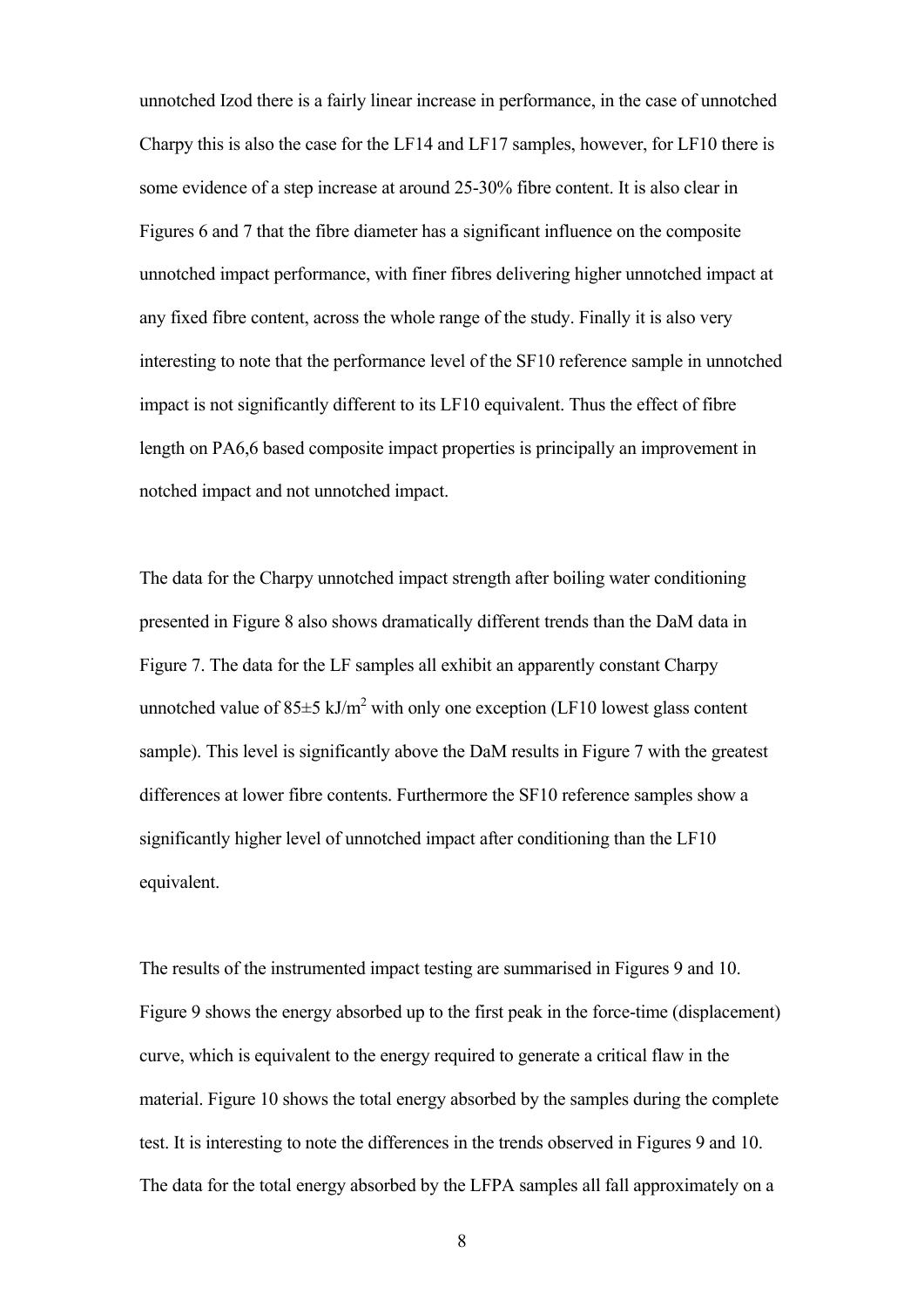unnotched Izod there is a fairly linear increase in performance, in the case of unnotched Charpy this is also the case for the LF14 and LF17 samples, however, for LF10 there is some evidence of a step increase at around 25-30% fibre content. It is also clear in Figures 6 and 7 that the fibre diameter has a significant influence on the composite unnotched impact performance, with finer fibres delivering higher unnotched impact at any fixed fibre content, across the whole range of the study. Finally it is also very interesting to note that the performance level of the SF10 reference sample in unnotched impact is not significantly different to its LF10 equivalent. Thus the effect of fibre length on PA6,6 based composite impact properties is principally an improvement in notched impact and not unnotched impact.

The data for the Charpy unnotched impact strength after boiling water conditioning presented in Figure 8 also shows dramatically different trends than the DaM data in Figure 7. The data for the LF samples all exhibit an apparently constant Charpy unnotched value of $85 \pm 5$ kJ/m$^2$ with only one exception (LF10 lowest glass content sample). This level is significantly above the DaM results in Figure 7 with the greatest differences at lower fibre contents. Furthermore the SF10 reference samples show a significantly higher level of unnotched impact after conditioning than the LF10 equivalent.

The results of the instrumented impact testing are summarised in Figures 9 and 10. Figure 9 shows the energy absorbed up to the first peak in the force-time (displacement) curve, which is equivalent to the energy required to generate a critical flaw in the material. Figure 10 shows the total energy absorbed by the samples during the complete test. It is interesting to note the differences in the trends observed in Figures 9 and 10. The data for the total energy absorbed by the LFPA samples all fall approximately on a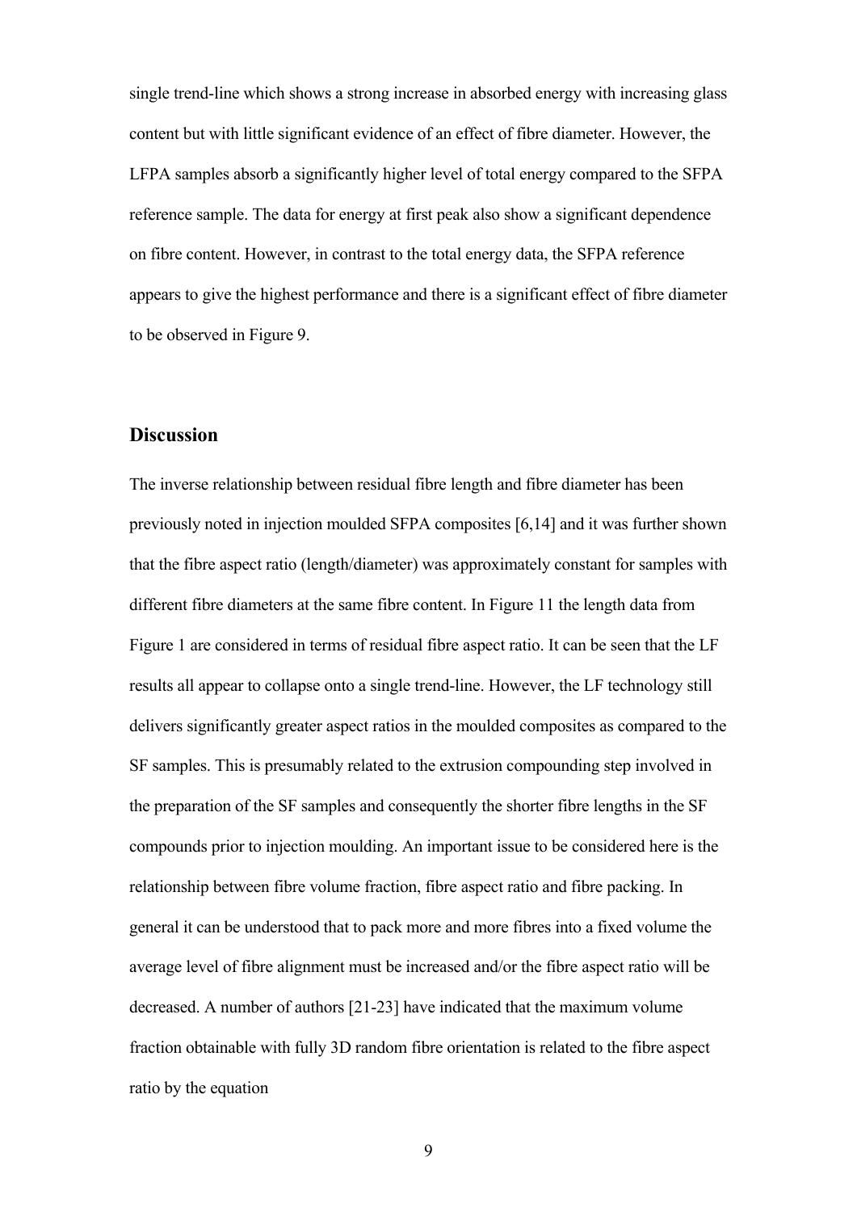single trend-line which shows a strong increase in absorbed energy with increasing glass content but with little significant evidence of an effect of fibre diameter. However, the LFPA samples absorb a significantly higher level of total energy compared to the SFPA reference sample. The data for energy at first peak also show a significant dependence on fibre content. However, in contrast to the total energy data, the SFPA reference appears to give the highest performance and there is a significant effect of fibre diameter to be observed in Figure 9.

## Discussion

The inverse relationship between residual fibre length and fibre diameter has been previously noted in injection moulded SFPA composites [6,14] and it was further shown that the fibre aspect ratio (length/diameter) was approximately constant for samples with different fibre diameters at the same fibre content. In Figure 11 the length data from Figure 1 are considered in terms of residual fibre aspect ratio. It can be seen that the LF results all appear to collapse onto a single trend-line. However, the LF technology still delivers significantly greater aspect ratios in the moulded composites as compared to the SF samples. This is presumably related to the extrusion compounding step involved in the preparation of the SF samples and consequently the shorter fibre lengths in the SF compounds prior to injection moulding. An important issue to be considered here is the relationship between fibre volume fraction, fibre aspect ratio and fibre packing. In general it can be understood that to pack more and more fibres into a fixed volume the average level of fibre alignment must be increased and/or the fibre aspect ratio will be decreased. A number of authors [21-23] have indicated that the maximum volume fraction obtainable with fully 3D random fibre orientation is related to the fibre aspect ratio by the equation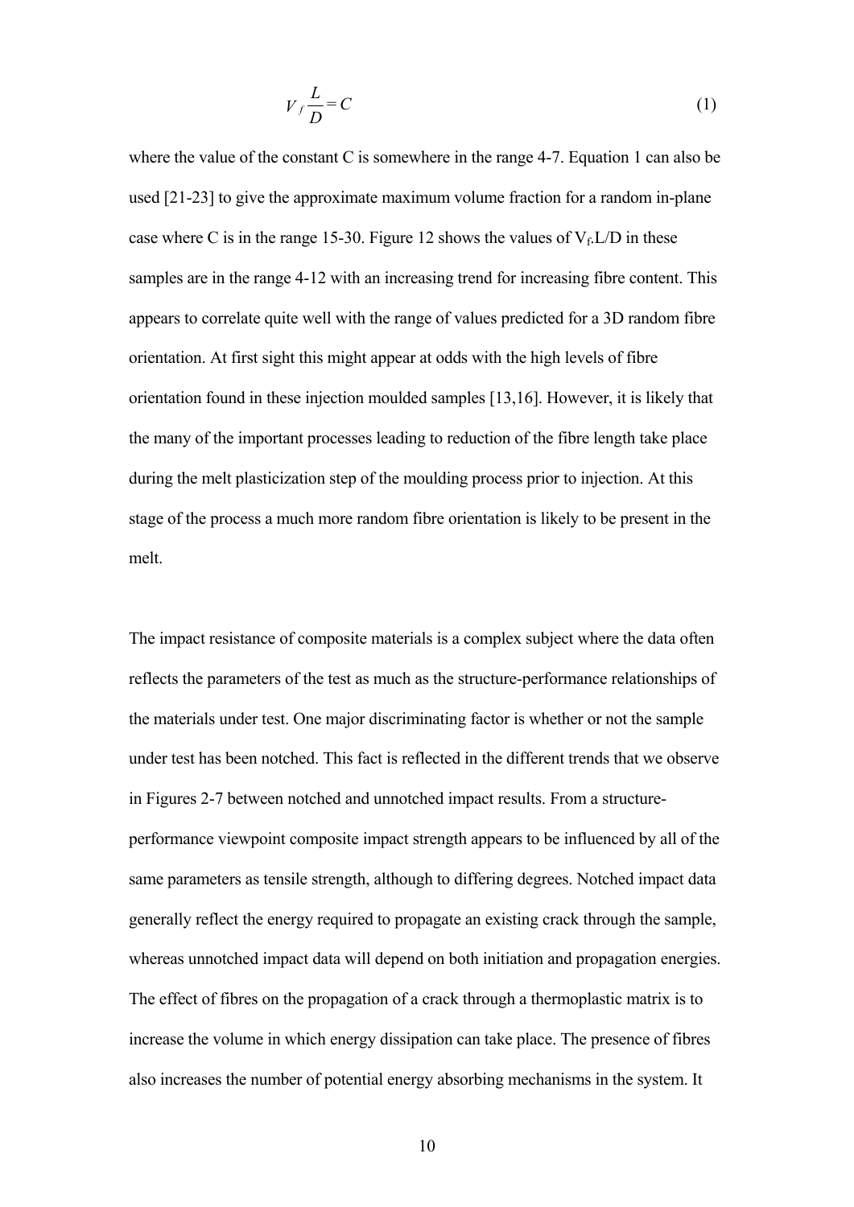$$V_f \frac{L}{D} = C \tag{1}$$

where the value of the constant C is somewhere in the range 4-7. Equation 1 can also be used [21-23] to give the approximate maximum volume fraction for a random in-plane case where C is in the range 15-30. Figure 12 shows the values of $V_f.L/D$ in these samples are in the range 4-12 with an increasing trend for increasing fibre content. This appears to correlate quite well with the range of values predicted for a 3D random fibre orientation. At first sight this might appear at odds with the high levels of fibre orientation found in these injection moulded samples [13,16]. However, it is likely that the many of the important processes leading to reduction of the fibre length take place during the melt plasticization step of the moulding process prior to injection. At this stage of the process a much more random fibre orientation is likely to be present in the melt.

The impact resistance of composite materials is a complex subject where the data often reflects the parameters of the test as much as the structure-performance relationships of the materials under test. One major discriminating factor is whether or not the sample under test has been notched. This fact is reflected in the different trends that we observe in Figures 2-7 between notched and unnotched impact results. From a structure-performance viewpoint composite impact strength appears to be influenced by all of the same parameters as tensile strength, although to differing degrees. Notched impact data generally reflect the energy required to propagate an existing crack through the sample, whereas unnotched impact data will depend on both initiation and propagation energies. The effect of fibres on the propagation of a crack through a thermoplastic matrix is to increase the volume in which energy dissipation can take place. The presence of fibres also increases the number of potential energy absorbing mechanisms in the system. It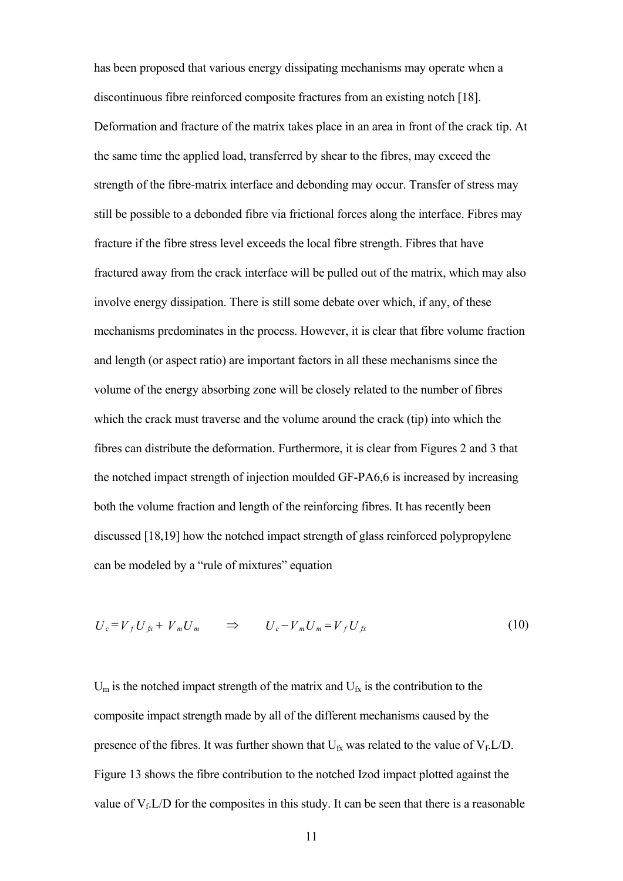has been proposed that various energy dissipating mechanisms may operate when a discontinuous fibre reinforced composite fractures from an existing notch [18]. Deformation and fracture of the matrix takes place in an area in front of the crack tip. At the same time the applied load, transferred by shear to the fibres, may exceed the strength of the fibre-matrix interface and debonding may occur. Transfer of stress may still be possible to a debonded fibre via frictional forces along the interface. Fibres may fracture if the fibre stress level exceeds the local fibre strength. Fibres that have fractured away from the crack interface will be pulled out of the matrix, which may also involve energy dissipation. There is still some debate over which, if any, of these mechanisms predominates in the process. However, it is clear that fibre volume fraction and length (or aspect ratio) are important factors in all these mechanisms since the volume of the energy absorbing zone will be closely related to the number of fibres which the crack must traverse and the volume around the crack (tip) into which the fibres can distribute the deformation. Furthermore, it is clear from Figures 2 and 3 that the notched impact strength of injection moulded GF-PA6,6 is increased by increasing both the volume fraction and length of the reinforcing fibres. It has recently been discussed [18,19] how the notched impact strength of glass reinforced polypropylene can be modeled by a "rule of mixtures" equation

$$U_c = V_f U_{fx} + V_m U_m \qquad \Rightarrow \qquad U_c - V_m U_m = V_f U_{fx} \tag{10}$$

$U_m$ is the notched impact strength of the matrix and $U_{fx}$ is the contribution to the composite impact strength made by all of the different mechanisms caused by the presence of the fibres. It was further shown that $U_{fx}$ was related to the value of $V_f.L/D$. Figure 13 shows the fibre contribution to the notched Izod impact plotted against the value of $V_f.L/D$ for the composites in this study. It can be seen that there is a reasonable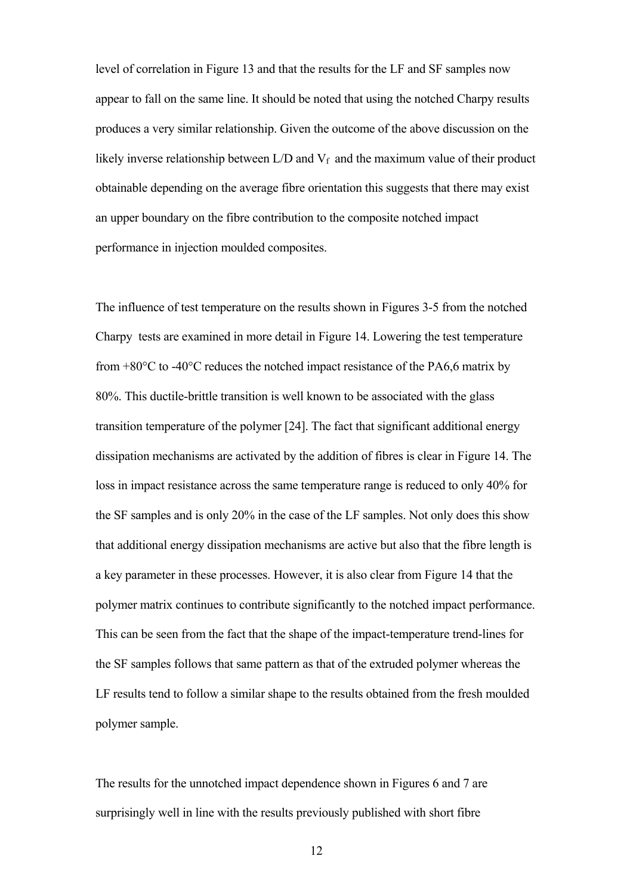level of correlation in Figure 13 and that the results for the LF and SF samples now appear to fall on the same line. It should be noted that using the notched Charpy results produces a very similar relationship. Given the outcome of the above discussion on the likely inverse relationship between L/D and $V_f$ and the maximum value of their product obtainable depending on the average fibre orientation this suggests that there may exist an upper boundary on the fibre contribution to the composite notched impact performance in injection moulded composites.

The influence of test temperature on the results shown in Figures 3-5 from the notched Charpy tests are examined in more detail in Figure 14. Lowering the test temperature from +80°C to -40°C reduces the notched impact resistance of the PA6,6 matrix by 80%. This ductile-brittle transition is well known to be associated with the glass transition temperature of the polymer [24]. The fact that significant additional energy dissipation mechanisms are activated by the addition of fibres is clear in Figure 14. The loss in impact resistance across the same temperature range is reduced to only 40% for the SF samples and is only 20% in the case of the LF samples. Not only does this show that additional energy dissipation mechanisms are active but also that the fibre length is a key parameter in these processes. However, it is also clear from Figure 14 that the polymer matrix continues to contribute significantly to the notched impact performance. This can be seen from the fact that the shape of the impact-temperature trend-lines for the SF samples follows that same pattern as that of the extruded polymer whereas the LF results tend to follow a similar shape to the results obtained from the fresh moulded polymer sample.

The results for the unnotched impact dependence shown in Figures 6 and 7 are surprisingly well in line with the results previously published with short fibre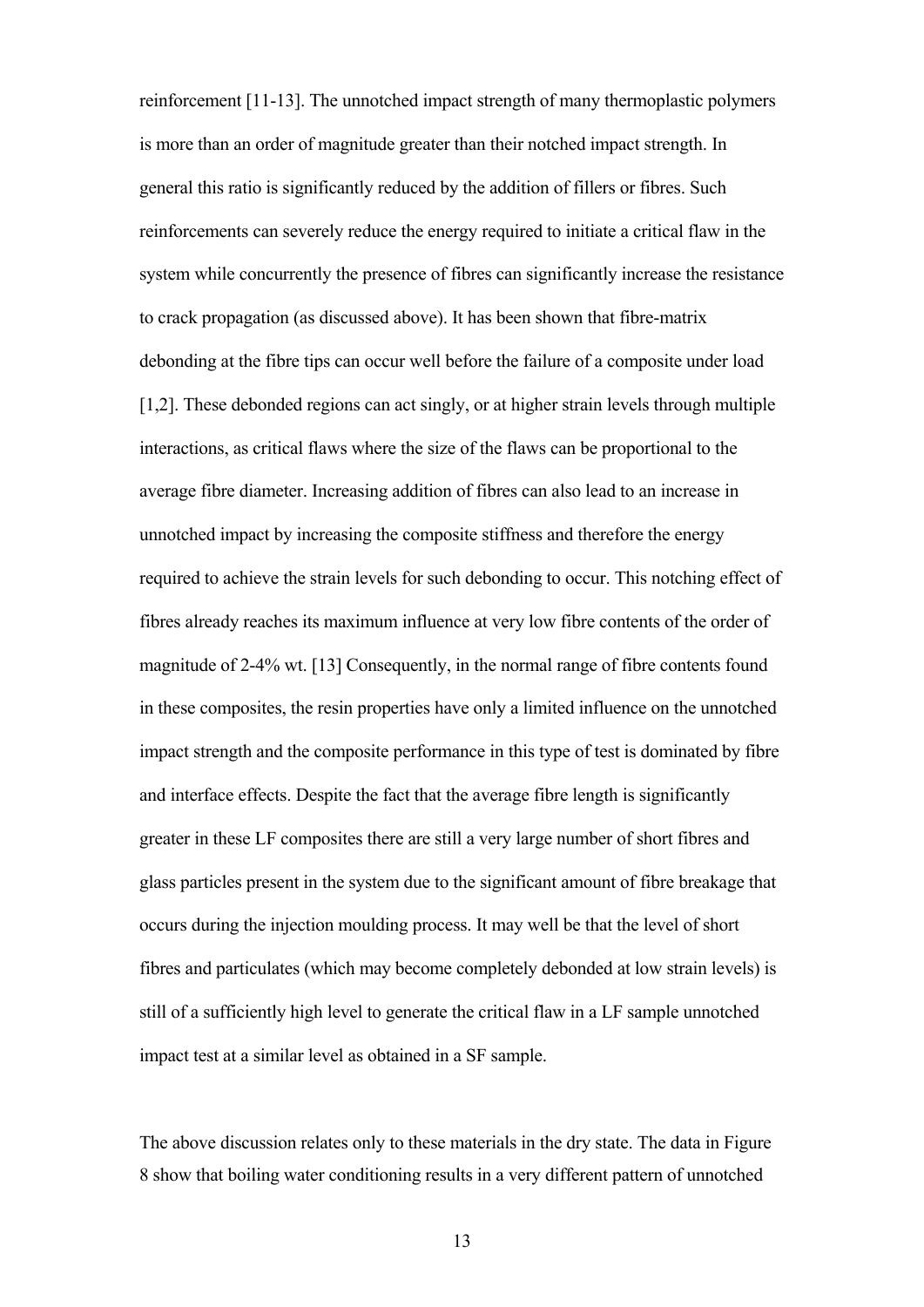reinforcement [11-13]. The unnotched impact strength of many thermoplastic polymers is more than an order of magnitude greater than their notched impact strength. In general this ratio is significantly reduced by the addition of fillers or fibres. Such reinforcements can severely reduce the energy required to initiate a critical flaw in the system while concurrently the presence of fibres can significantly increase the resistance to crack propagation (as discussed above). It has been shown that fibre-matrix debonding at the fibre tips can occur well before the failure of a composite under load [1,2]. These debonded regions can act singly, or at higher strain levels through multiple interactions, as critical flaws where the size of the flaws can be proportional to the average fibre diameter. Increasing addition of fibres can also lead to an increase in unnotched impact by increasing the composite stiffness and therefore the energy required to achieve the strain levels for such debonding to occur. This notching effect of fibres already reaches its maximum influence at very low fibre contents of the order of magnitude of 2-4% wt. [13] Consequently, in the normal range of fibre contents found in these composites, the resin properties have only a limited influence on the unnotched impact strength and the composite performance in this type of test is dominated by fibre and interface effects. Despite the fact that the average fibre length is significantly greater in these LF composites there are still a very large number of short fibres and glass particles present in the system due to the significant amount of fibre breakage that occurs during the injection moulding process. It may well be that the level of short fibres and particulates (which may become completely debonded at low strain levels) is still of a sufficiently high level to generate the critical flaw in a LF sample unnotched impact test at a similar level as obtained in a SF sample.

The above discussion relates only to these materials in the dry state. The data in Figure 8 show that boiling water conditioning results in a very different pattern of unnotched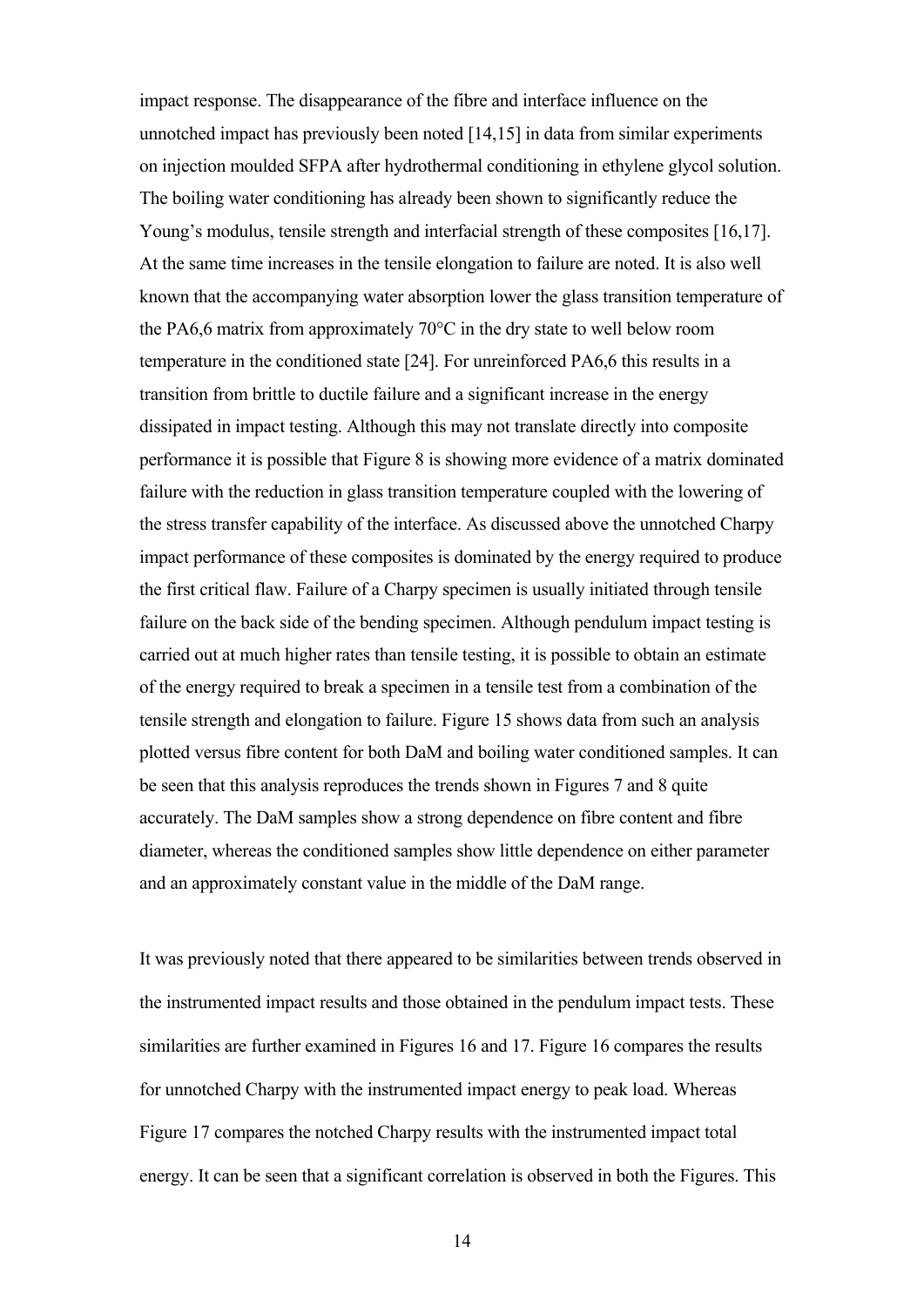impact response. The disappearance of the fibre and interface influence on the unnotched impact has previously been noted [14,15] in data from similar experiments on injection moulded SFPA after hydrothermal conditioning in ethylene glycol solution. The boiling water conditioning has already been shown to significantly reduce the Young's modulus, tensile strength and interfacial strength of these composites [16,17]. At the same time increases in the tensile elongation to failure are noted. It is also well known that the accompanying water absorption lower the glass transition temperature of the PA6,6 matrix from approximately 70°C in the dry state to well below room temperature in the conditioned state [24]. For unreinforced PA6,6 this results in a transition from brittle to ductile failure and a significant increase in the energy dissipated in impact testing. Although this may not translate directly into composite performance it is possible that Figure 8 is showing more evidence of a matrix dominated failure with the reduction in glass transition temperature coupled with the lowering of the stress transfer capability of the interface. As discussed above the unnotched Charpy impact performance of these composites is dominated by the energy required to produce the first critical flaw. Failure of a Charpy specimen is usually initiated through tensile failure on the back side of the bending specimen. Although pendulum impact testing is carried out at much higher rates than tensile testing, it is possible to obtain an estimate of the energy required to break a specimen in a tensile test from a combination of the tensile strength and elongation to failure. Figure 15 shows data from such an analysis plotted versus fibre content for both DaM and boiling water conditioned samples. It can be seen that this analysis reproduces the trends shown in Figures 7 and 8 quite accurately. The DaM samples show a strong dependence on fibre content and fibre diameter, whereas the conditioned samples show little dependence on either parameter and an approximately constant value in the middle of the DaM range.

It was previously noted that there appeared to be similarities between trends observed in the instrumented impact results and those obtained in the pendulum impact tests. These similarities are further examined in Figures 16 and 17. Figure 16 compares the results for unnotched Charpy with the instrumented impact energy to peak load. Whereas Figure 17 compares the notched Charpy results with the instrumented impact total energy. It can be seen that a significant correlation is observed in both the Figures. This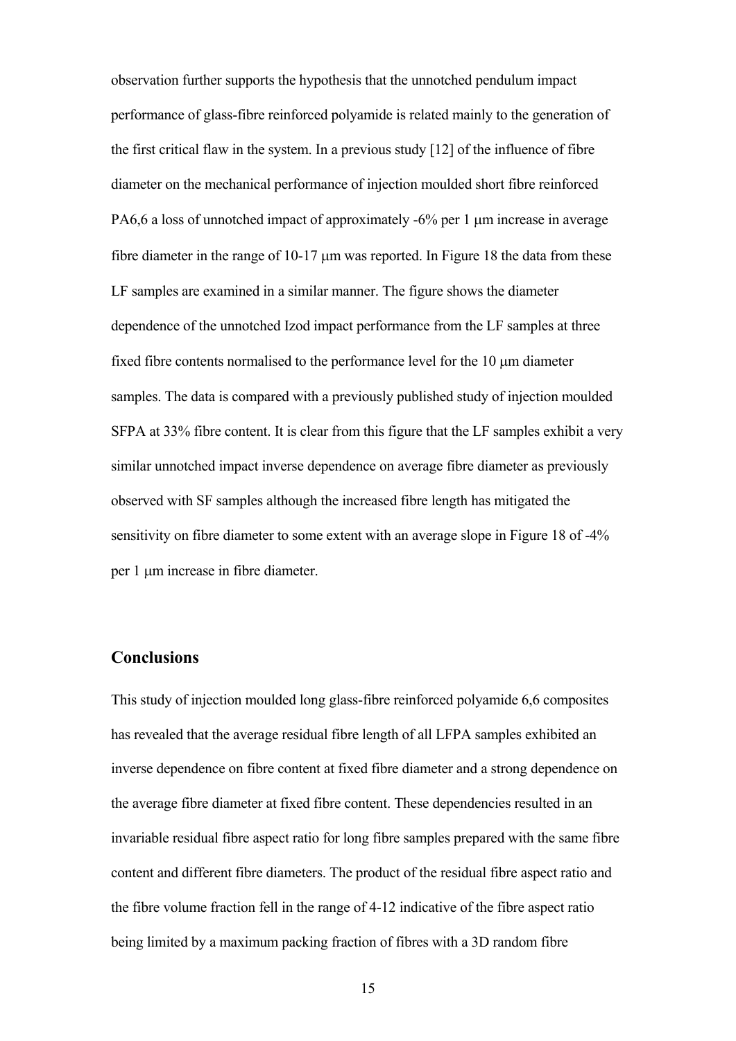observation further supports the hypothesis that the unnotched pendulum impact performance of glass-fibre reinforced polyamide is related mainly to the generation of the first critical flaw in the system. In a previous study [12] of the influence of fibre diameter on the mechanical performance of injection moulded short fibre reinforced PA6,6 a loss of unnotched impact of approximately -6% per 1 μm increase in average fibre diameter in the range of 10-17 μm was reported. In Figure 18 the data from these LF samples are examined in a similar manner. The figure shows the diameter dependence of the unnotched Izod impact performance from the LF samples at three fixed fibre contents normalised to the performance level for the 10 μm diameter samples. The data is compared with a previously published study of injection moulded SFPA at 33% fibre content. It is clear from this figure that the LF samples exhibit a very similar unnotched impact inverse dependence on average fibre diameter as previously observed with SF samples although the increased fibre length has mitigated the sensitivity on fibre diameter to some extent with an average slope in Figure 18 of -4% per 1 μm increase in fibre diameter.

## Conclusions

This study of injection moulded long glass-fibre reinforced polyamide 6,6 composites has revealed that the average residual fibre length of all LFPA samples exhibited an inverse dependence on fibre content at fixed fibre diameter and a strong dependence on the average fibre diameter at fixed fibre content. These dependencies resulted in an invariable residual fibre aspect ratio for long fibre samples prepared with the same fibre content and different fibre diameters. The product of the residual fibre aspect ratio and the fibre volume fraction fell in the range of 4-12 indicative of the fibre aspect ratio being limited by a maximum packing fraction of fibres with a 3D random fibre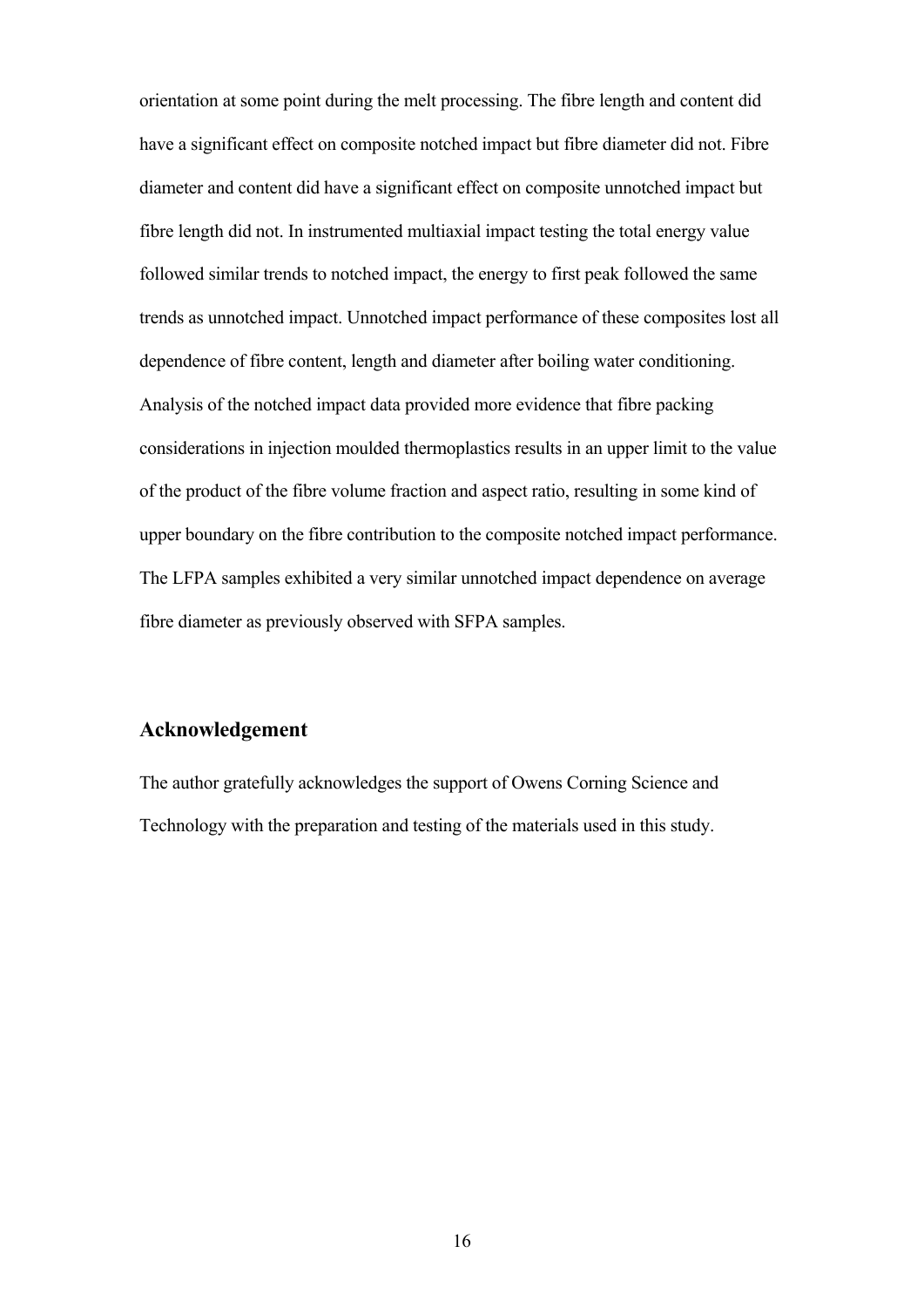orientation at some point during the melt processing. The fibre length and content did have a significant effect on composite notched impact but fibre diameter did not. Fibre diameter and content did have a significant effect on composite unnotched impact but fibre length did not. In instrumented multiaxial impact testing the total energy value followed similar trends to notched impact, the energy to first peak followed the same trends as unnotched impact. Unnotched impact performance of these composites lost all dependence of fibre content, length and diameter after boiling water conditioning. Analysis of the notched impact data provided more evidence that fibre packing considerations in injection moulded thermoplastics results in an upper limit to the value of the product of the fibre volume fraction and aspect ratio, resulting in some kind of upper boundary on the fibre contribution to the composite notched impact performance. The LFPA samples exhibited a very similar unnotched impact dependence on average fibre diameter as previously observed with SFPA samples.

## Acknowledgement

The author gratefully acknowledges the support of Owens Corning Science and Technology with the preparation and testing of the materials used in this study.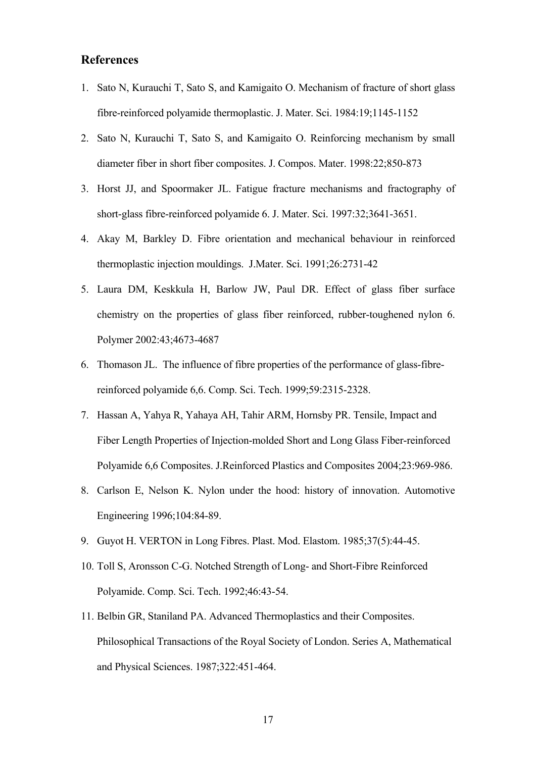## References

1. Sato N, Kurauchi T, Sato S, and Kamigaito O. Mechanism of fracture of short glass fibre-reinforced polyamide thermoplastic. J. Mater. Sci. 1984:19;1145-1152
2. Sato N, Kurauchi T, Sato S, and Kamigaito O. Reinforcing mechanism by small diameter fiber in short fiber composites. J. Compos. Mater. 1998:22;850-873
3. Horst JJ, and Spoormaker JL. Fatigue fracture mechanisms and fractography of short-glass fibre-reinforced polyamide 6. J. Mater. Sci. 1997:32;3641-3651.
4. Akay M, Barkley D. Fibre orientation and mechanical behaviour in reinforced thermoplastic injection mouldings. J.Mater. Sci. 1991;26:2731-42
5. Laura DM, Keskkula H, Barlow JW, Paul DR. Effect of glass fiber surface chemistry on the properties of glass fiber reinforced, rubber-toughened nylon 6. Polymer 2002:43;4673-4687
6. Thomason JL. The influence of fibre properties of the performance of glass-fibre-reinforced polyamide 6,6. Comp. Sci. Tech. 1999;59:2315-2328.
7. Hassan A, Yahya R, Yahaya AH, Tahir ARM, Hornsby PR. Tensile, Impact and Fiber Length Properties of Injection-molded Short and Long Glass Fiber-reinforced Polyamide 6,6 Composites. J.Reinforced Plastics and Composites 2004;23:969-986.
8. Carlson E, Nelson K. Nylon under the hood: history of innovation. Automotive Engineering 1996;104:84-89.
9. Guyot H. VERTON in Long Fibres. Plast. Mod. Elastom. 1985;37(5):44-45.
10. Toll S, Aronsson C-G. Notched Strength of Long- and Short-Fibre Reinforced Polyamide. Comp. Sci. Tech. 1992;46:43-54.
11. Belbin GR, Staniland PA. Advanced Thermoplastics and their Composites. Philosophical Transactions of the Royal Society of London. Series A, Mathematical and Physical Sciences. 1987;322:451-464.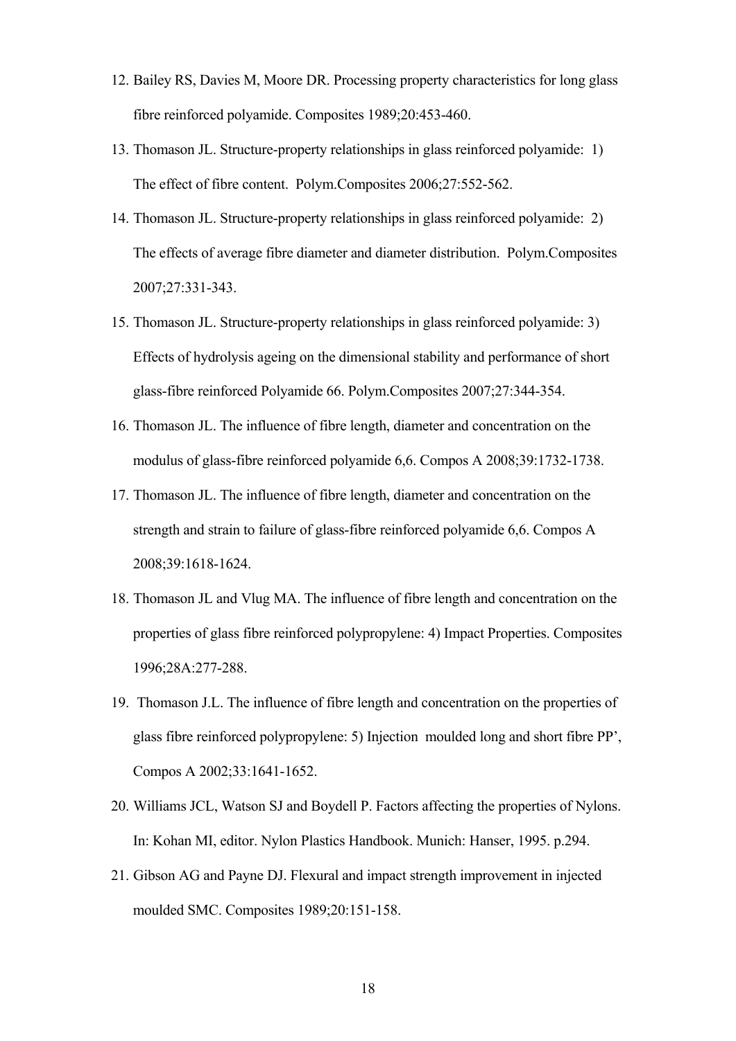12. Bailey RS, Davies M, Moore DR. Processing property characteristics for long glass fibre reinforced polyamide. Composites 1989;20:453-460.
13. Thomason JL. Structure-property relationships in glass reinforced polyamide: 1) The effect of fibre content. Polym.Composites 2006;27:552-562.
14. Thomason JL. Structure-property relationships in glass reinforced polyamide: 2) The effects of average fibre diameter and diameter distribution. Polym.Composites 2007;27:331-343.
15. Thomason JL. Structure-property relationships in glass reinforced polyamide: 3) Effects of hydrolysis ageing on the dimensional stability and performance of short glass-fibre reinforced Polyamide 66. Polym.Composites 2007;27:344-354.
16. Thomason JL. The influence of fibre length, diameter and concentration on the modulus of glass-fibre reinforced polyamide 6,6. Compos A 2008;39:1732-1738.
17. Thomason JL. The influence of fibre length, diameter and concentration on the strength and strain to failure of glass-fibre reinforced polyamide 6,6. Compos A 2008;39:1618-1624.
18. Thomason JL and Vlug MA. The influence of fibre length and concentration on the properties of glass fibre reinforced polypropylene: 4) Impact Properties. Composites 1996;28A:277-288.
19. Thomason J.L. The influence of fibre length and concentration on the properties of glass fibre reinforced polypropylene: 5) Injection moulded long and short fibre PP', Compos A 2002;33:1641-1652.
20. Williams JCL, Watson SJ and Boydell P. Factors affecting the properties of Nylons. In: Kohan MI, editor. Nylon Plastics Handbook. Munich: Hanser, 1995. p.294.
21. Gibson AG and Payne DJ. Flexural and impact strength improvement in injected moulded SMC. Composites 1989;20:151-158.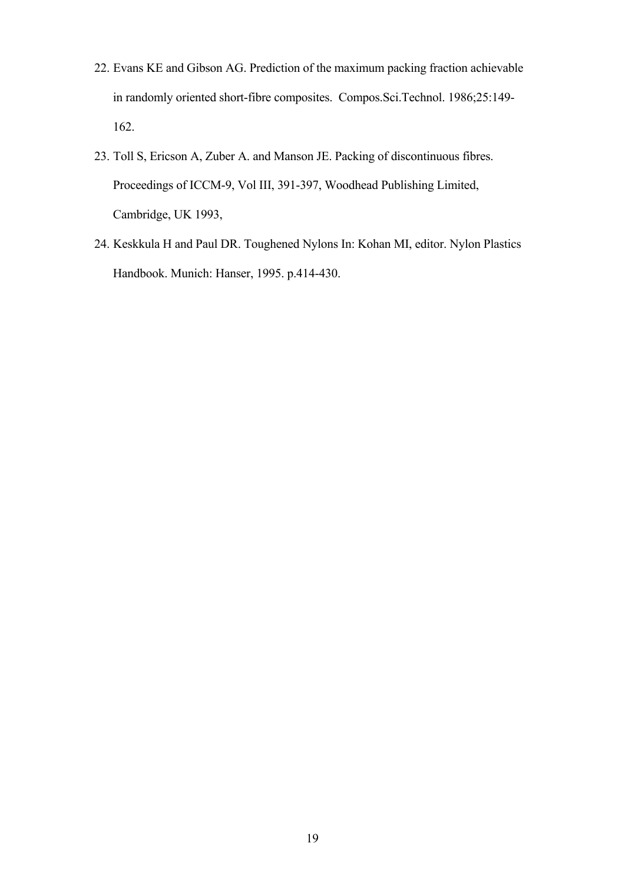22. Evans KE and Gibson AG. Prediction of the maximum packing fraction achievable in randomly oriented short-fibre composites. Compos.Sci.Technol. 1986;25:149-162.
23. Toll S, Ericson A, Zuber A. and Manson JE. Packing of discontinuous fibres. Proceedings of ICCM-9, Vol III, 391-397, Woodhead Publishing Limited, Cambridge, UK 1993,
24. Keskkula H and Paul DR. Toughened Nylons In: Kohan MI, editor. Nylon Plastics Handbook. Munich: Hanser, 1995. p.414-430.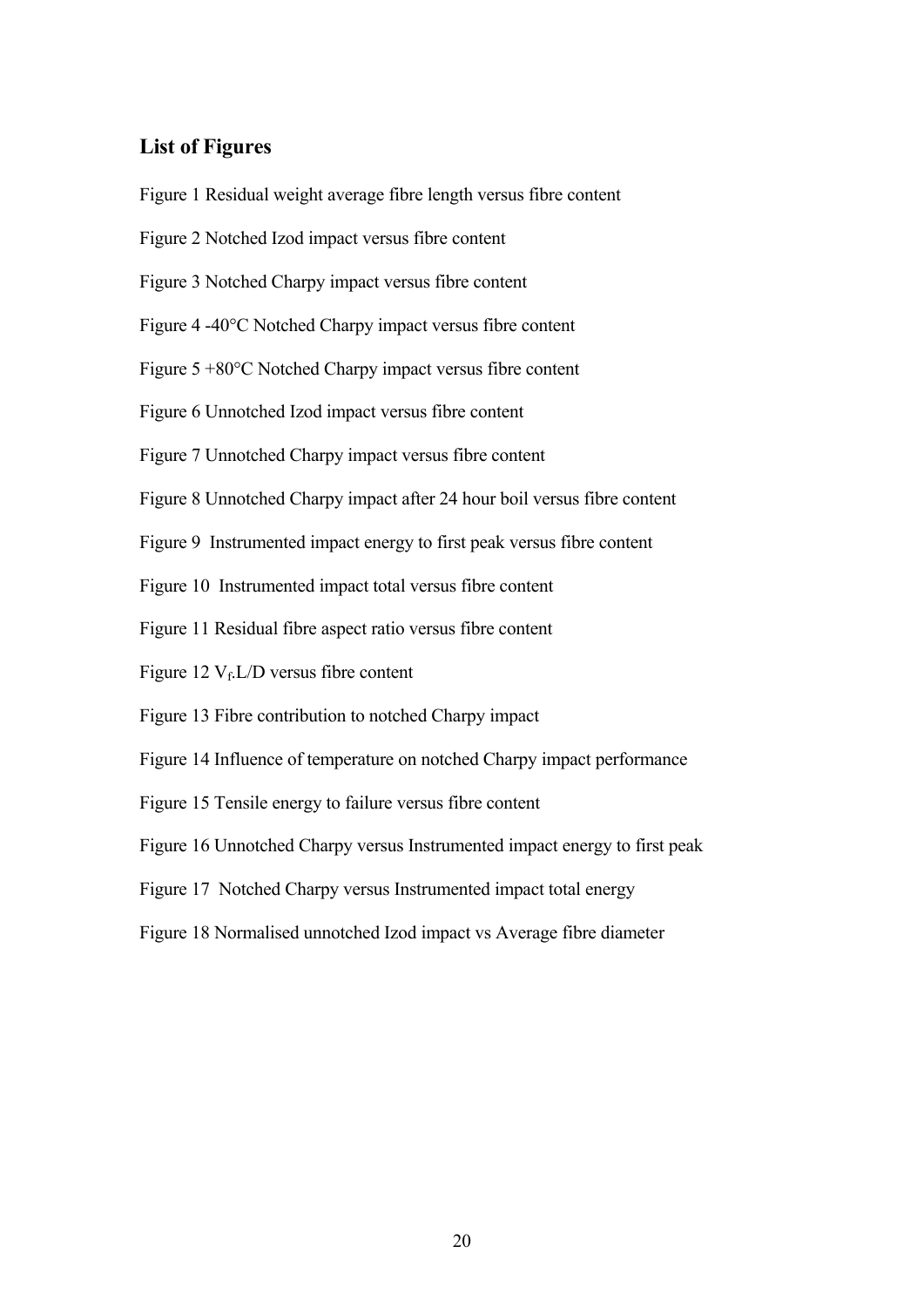## List of Figures

Figure 1 Residual weight average fibre length versus fibre content

Figure 2 Notched Izod impact versus fibre content

Figure 3 Notched Charpy impact versus fibre content

Figure 4 -40°C Notched Charpy impact versus fibre content

Figure 5 +80°C Notched Charpy impact versus fibre content

Figure 6 Unnotched Izod impact versus fibre content

Figure 7 Unnotched Charpy impact versus fibre content

Figure 8 Unnotched Charpy impact after 24 hour boil versus fibre content

Figure 9 Instrumented impact energy to first peak versus fibre content

Figure 10 Instrumented impact total versus fibre content

Figure 11 Residual fibre aspect ratio versus fibre content

Figure 12 $V_f$.L/D versus fibre content

Figure 13 Fibre contribution to notched Charpy impact

Figure 14 Influence of temperature on notched Charpy impact performance

Figure 15 Tensile energy to failure versus fibre content

Figure 16 Unnotched Charpy versus Instrumented impact energy to first peak

Figure 17 Notched Charpy versus Instrumented impact total energy

Figure 18 Normalised unnotched Izod impact vs Average fibre diameter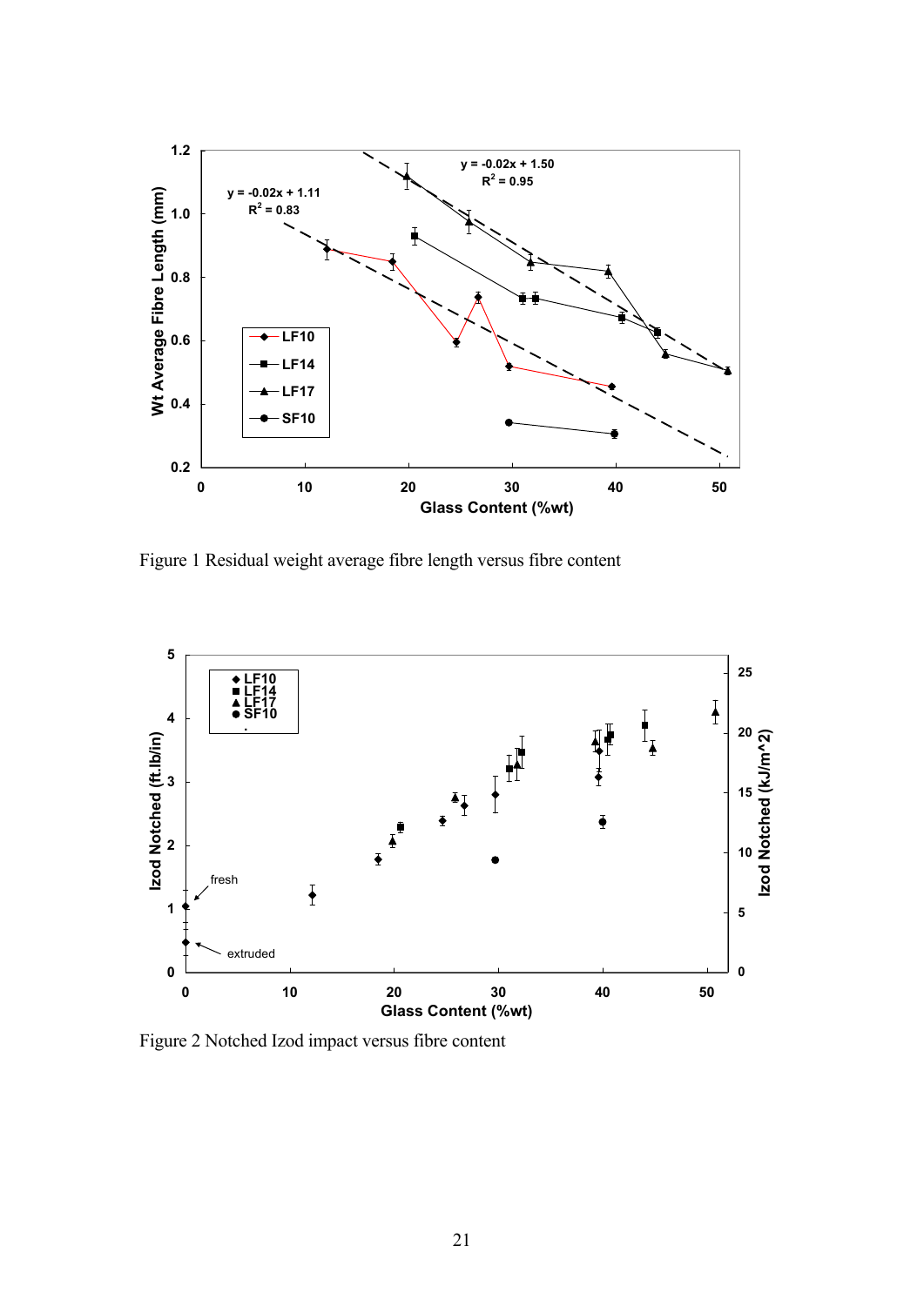Figure 1 Residual weight average fibre length versus fibre content

Figure 2 Notched Izod impact versus fibre content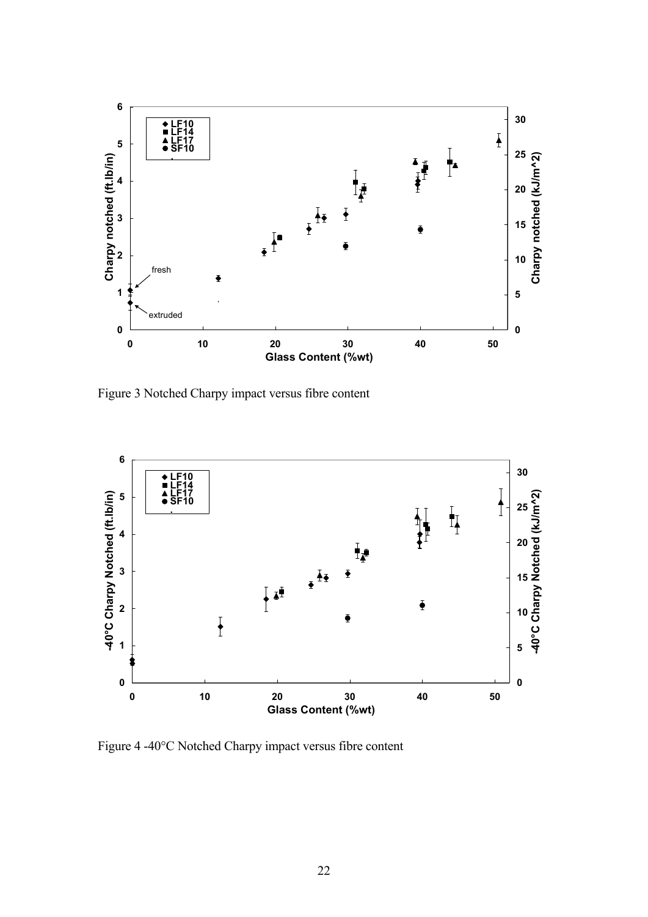Figure 3 Notched Charpy impact versus fibre content

Figure 4 -40°C Notched Charpy impact versus fibre content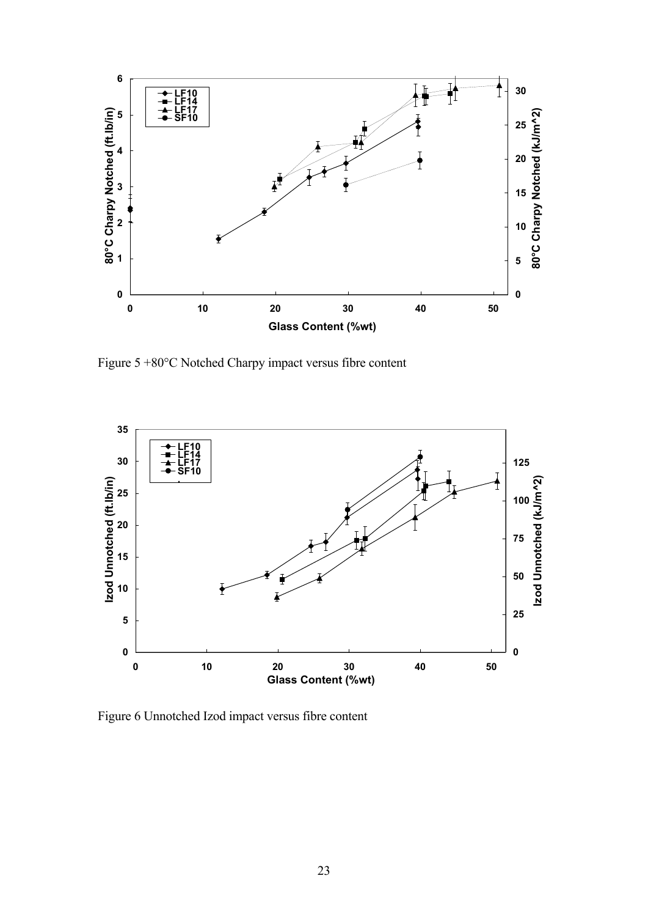Figure 5 +80°C Notched Charpy impact versus fibre content

Figure 6 Unnotched Izod impact versus fibre content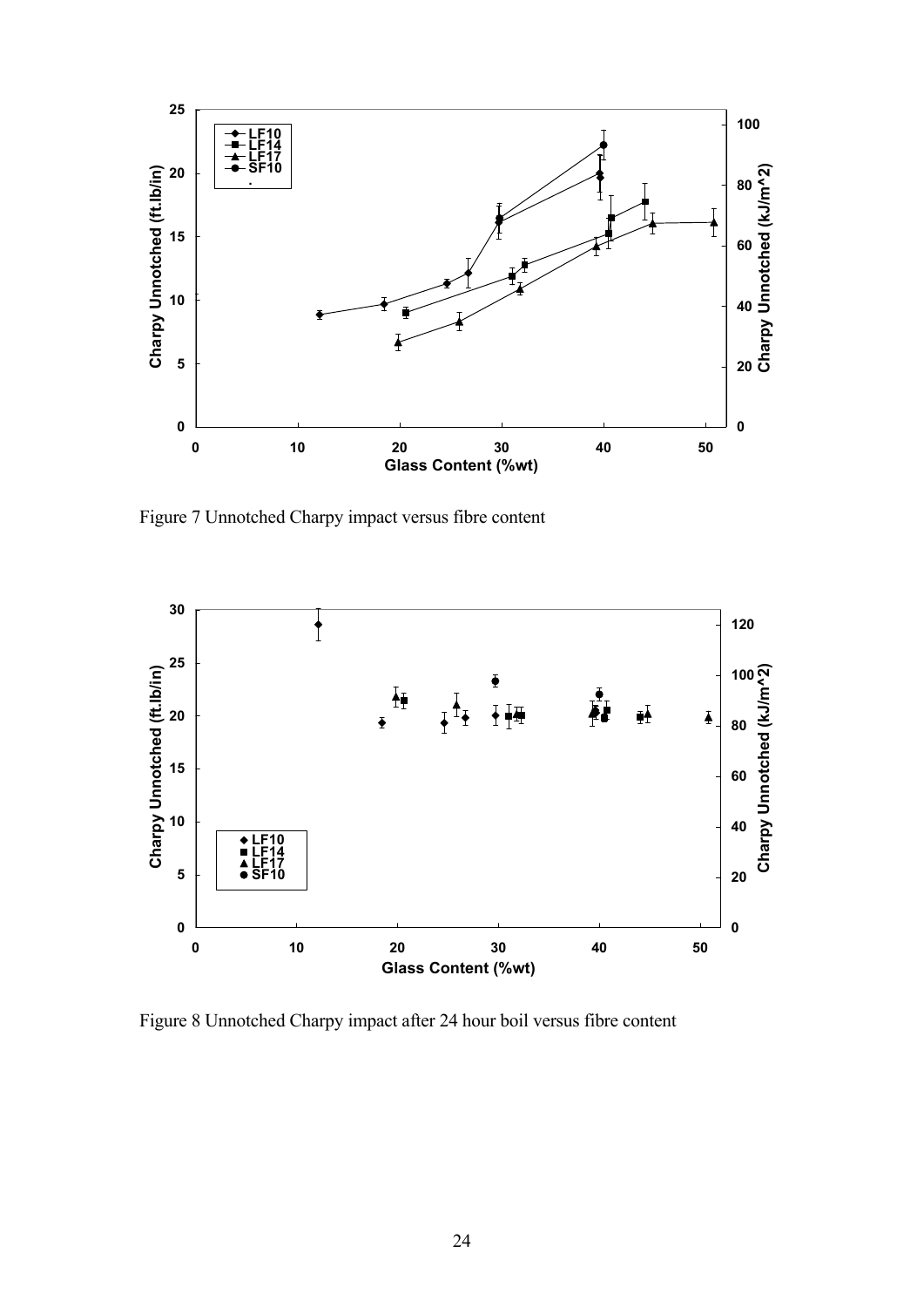Figure 7 Unnotched Charpy impact versus fibre content

Figure 8 Unnotched Charpy impact after 24 hour boil versus fibre content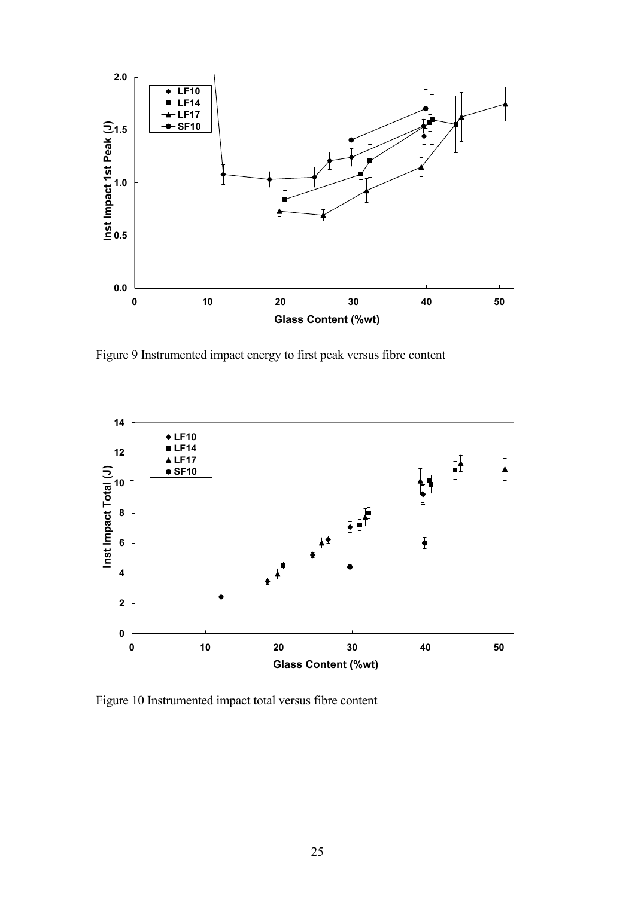Figure 9 Instrumented impact energy to first peak versus fibre content

Figure 10 Instrumented impact total versus fibre content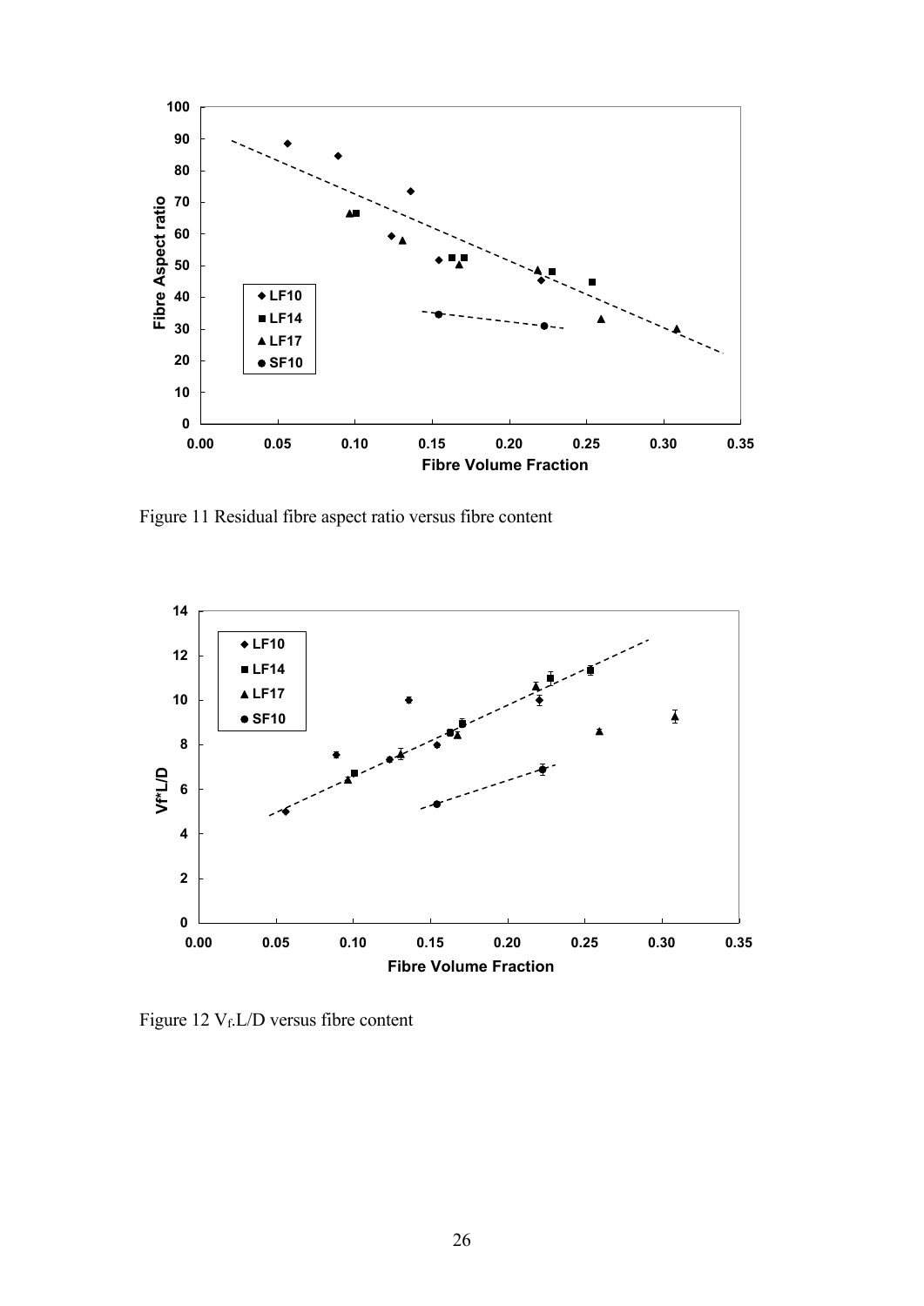Figure 11 Residual fibre aspect ratio versus fibre content

Figure 12 $V_f$.L/D versus fibre content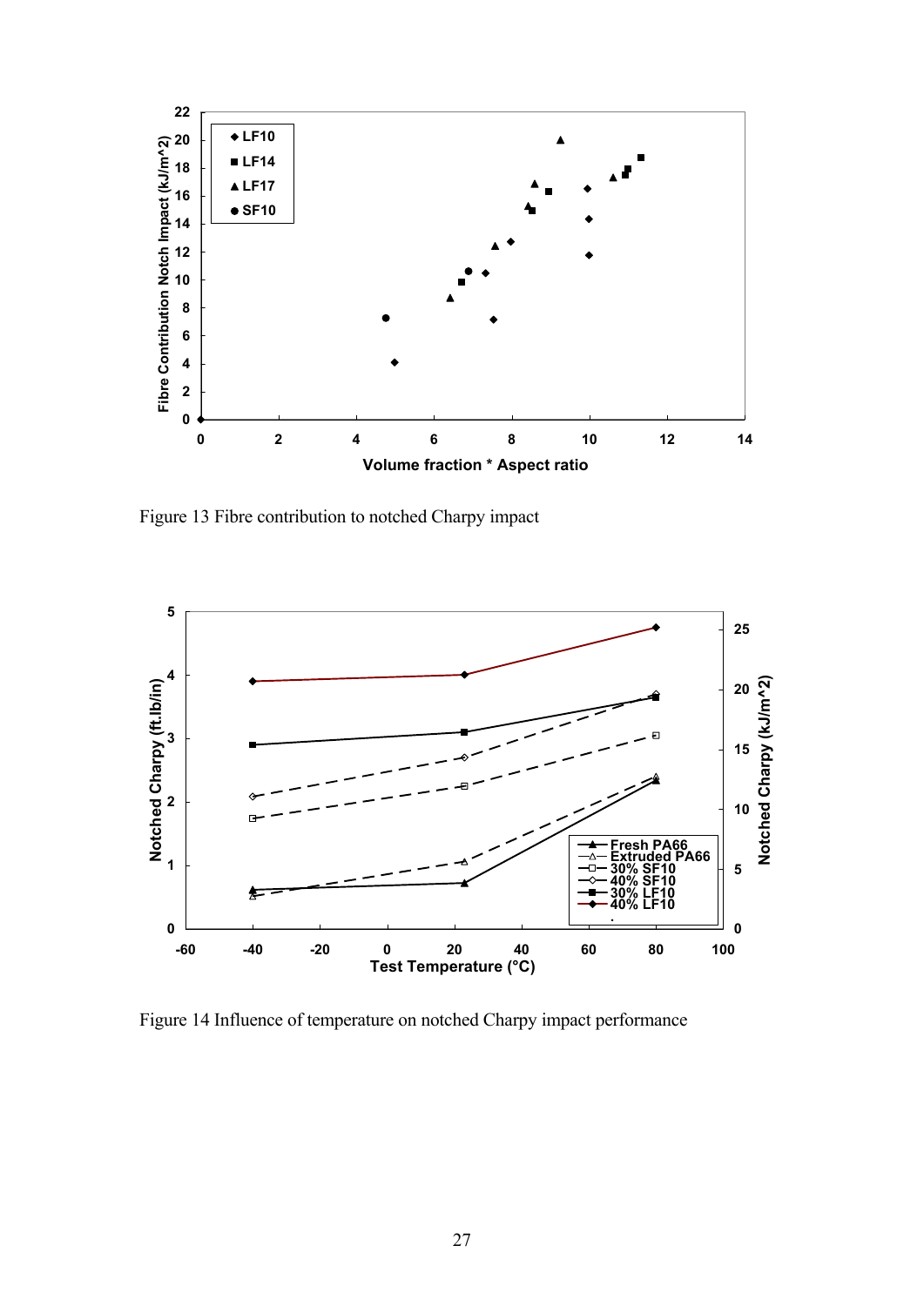Figure 13 Fibre contribution to notched Charpy impact

Figure 14 Influence of temperature on notched Charpy impact performance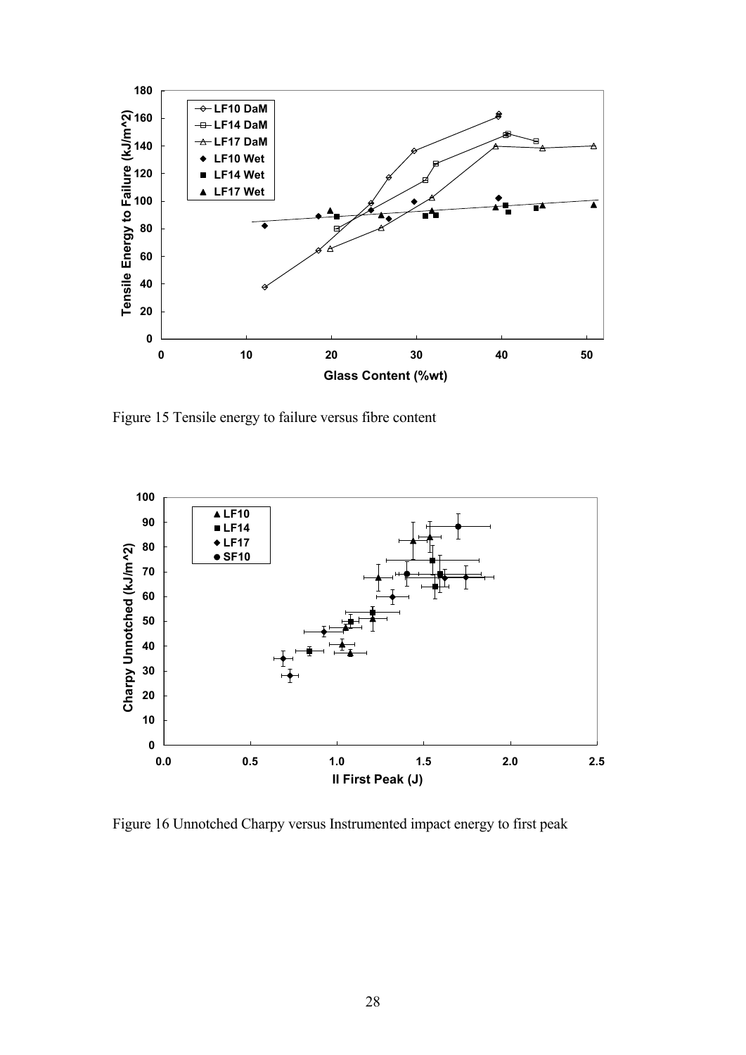Figure 15 Tensile energy to failure versus fibre content

Figure 16 Unnotched Charpy versus Instrumented impact energy to first peak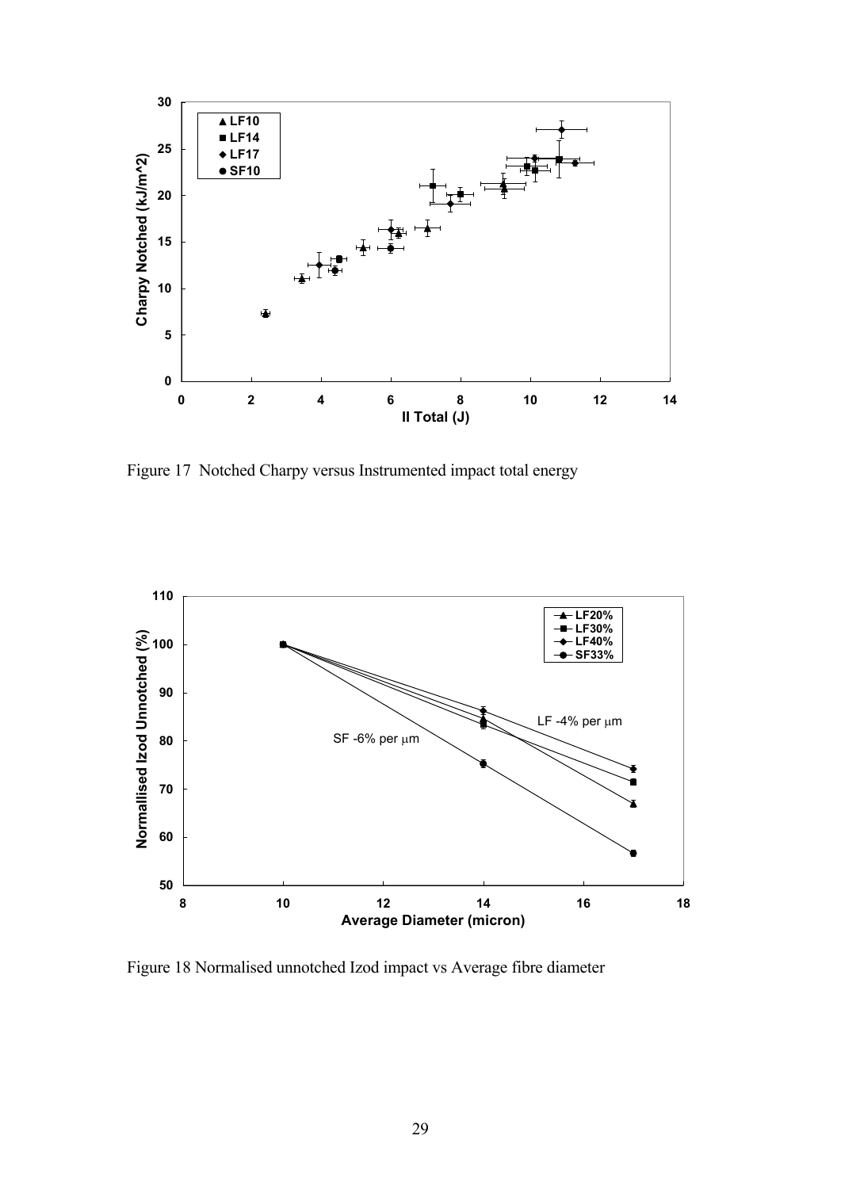30
25
20
15
10
5
0
0 2 4 6 8 10 12 14

Charpy Notched (kJ/m^2)

II Total (J)

▲ LF10
■ LF14
◆ LF17
● SF10

Figure 17 Notched Charpy versus Instrumented impact total energy

110
100
90
80
70
60
50
8 10 12 14 16 18

Normalised Izod Unnotched (%)

Average Diameter (micron)

LF20%
LF30%
LF40%
SF33%

LF -4% per μm

SF -6% per μm

Figure 18 Normalised unnotched Izod impact vs Average fibre diameter